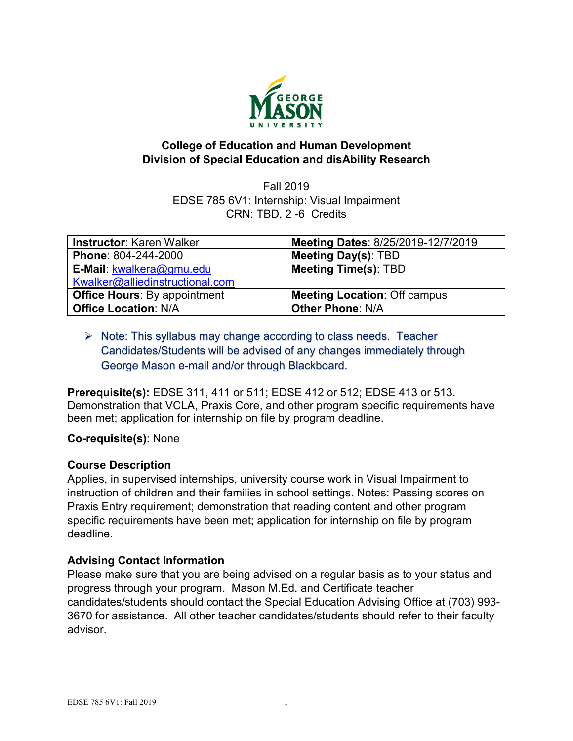**College of Education and Human Development**
**Division of Special Education and disAbility Research**

Fall 2019
EDSE 785 6V1: Internship: Visual Impairment
CRN: TBD, 2 -6 Credits

| **Instructor**: Karen Walker | **Meeting Dates**: 8/25/2019-12/7/2019 |
|---|---|
| **Phone**: 804-244-2000 | **Meeting Day(s)**: TBD |
| **E-Mail**: kwalkera@gmu.edu Kwalker@alliedinstructional.com | **Meeting Time(s)**: TBD |
| **Office Hours**: By appointment | **Meeting Location**: Off campus |
| **Office Location**: N/A | **Other Phone**: N/A |

- Note: This syllabus may change according to class needs. Teacher Candidates/Students will be advised of any changes immediately through George Mason e-mail and/or through Blackboard.

**Prerequisite(s):** EDSE 311, 411 or 511; EDSE 412 or 512; EDSE 413 or 513. Demonstration that VCLA, Praxis Core, and other program specific requirements have been met; application for internship on file by program deadline.

**Co-requisite(s)**: None

## Course Description

Applies, in supervised internships, university course work in Visual Impairment to instruction of children and their families in school settings. Notes: Passing scores on Praxis Entry requirement; demonstration that reading content and other program specific requirements have been met; application for internship on file by program deadline.

## Advising Contact Information

Please make sure that you are being advised on a regular basis as to your status and progress through your program. Mason M.Ed. and Certificate teacher candidates/students should contact the Special Education Advising Office at (703) 993-3670 for assistance. All other teacher candidates/students should refer to their faculty advisor.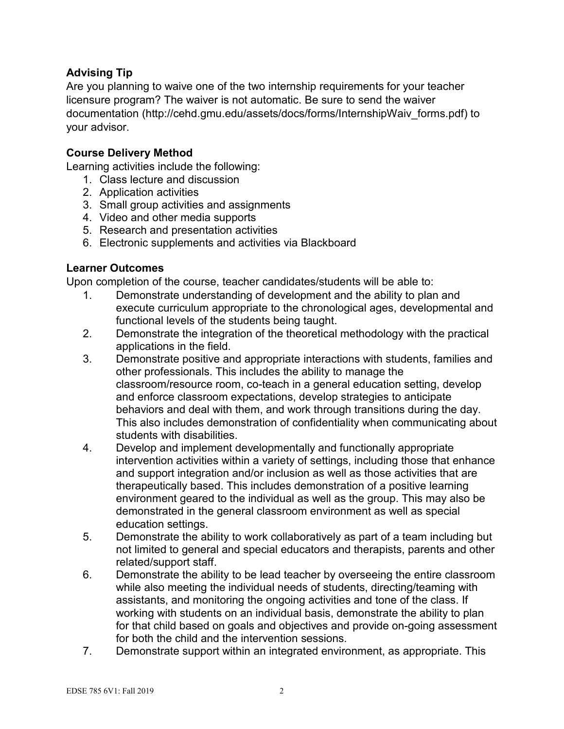**Advising Tip**

Are you planning to waive one of the two internship requirements for your teacher licensure program? The waiver is not automatic. Be sure to send the waiver documentation (http://cehd.gmu.edu/assets/docs/forms/InternshipWaiv_forms.pdf) to your advisor.

**Course Delivery Method**

Learning activities include the following:

1. Class lecture and discussion
2. Application activities
3. Small group activities and assignments
4. Video and other media supports
5. Research and presentation activities
6. Electronic supplements and activities via Blackboard

**Learner Outcomes**

Upon completion of the course, teacher candidates/students will be able to:

1. Demonstrate understanding of development and the ability to plan and execute curriculum appropriate to the chronological ages, developmental and functional levels of the students being taught.
2. Demonstrate the integration of the theoretical methodology with the practical applications in the field.
3. Demonstrate positive and appropriate interactions with students, families and other professionals. This includes the ability to manage the classroom/resource room, co-teach in a general education setting, develop and enforce classroom expectations, develop strategies to anticipate behaviors and deal with them, and work through transitions during the day. This also includes demonstration of confidentiality when communicating about students with disabilities.
4. Develop and implement developmentally and functionally appropriate intervention activities within a variety of settings, including those that enhance and support integration and/or inclusion as well as those activities that are therapeutically based. This includes demonstration of a positive learning environment geared to the individual as well as the group. This may also be demonstrated in the general classroom environment as well as special education settings.
5. Demonstrate the ability to work collaboratively as part of a team including but not limited to general and special educators and therapists, parents and other related/support staff.
6. Demonstrate the ability to be lead teacher by overseeing the entire classroom while also meeting the individual needs of students, directing/teaming with assistants, and monitoring the ongoing activities and tone of the class. If working with students on an individual basis, demonstrate the ability to plan for that child based on goals and objectives and provide on-going assessment for both the child and the intervention sessions.
7. Demonstrate support within an integrated environment, as appropriate. This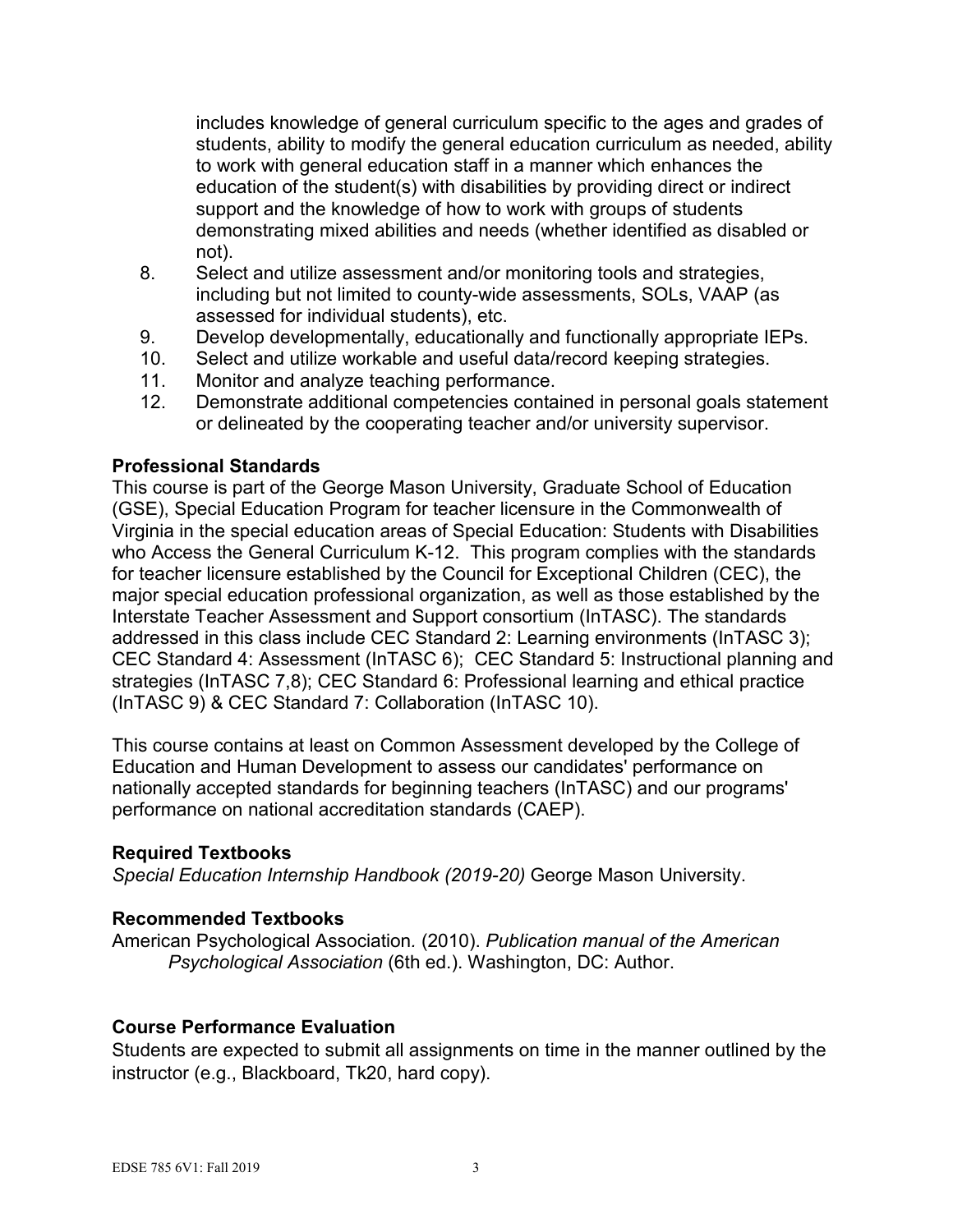includes knowledge of general curriculum specific to the ages and grades of students, ability to modify the general education curriculum as needed, ability to work with general education staff in a manner which enhances the education of the student(s) with disabilities by providing direct or indirect support and the knowledge of how to work with groups of students demonstrating mixed abilities and needs (whether identified as disabled or not).

8. Select and utilize assessment and/or monitoring tools and strategies, including but not limited to county-wide assessments, SOLs, VAAP (as assessed for individual students), etc.
9. Develop developmentally, educationally and functionally appropriate IEPs.
10. Select and utilize workable and useful data/record keeping strategies.
11. Monitor and analyze teaching performance.
12. Demonstrate additional competencies contained in personal goals statement or delineated by the cooperating teacher and/or university supervisor.

**Professional Standards**

This course is part of the George Mason University, Graduate School of Education (GSE), Special Education Program for teacher licensure in the Commonwealth of Virginia in the special education areas of Special Education: Students with Disabilities who Access the General Curriculum K-12. This program complies with the standards for teacher licensure established by the Council for Exceptional Children (CEC), the major special education professional organization, as well as those established by the Interstate Teacher Assessment and Support consortium (InTASC). The standards addressed in this class include CEC Standard 2: Learning environments (InTASC 3); CEC Standard 4: Assessment (InTASC 6); CEC Standard 5: Instructional planning and strategies (InTASC 7,8); CEC Standard 6: Professional learning and ethical practice (InTASC 9) & CEC Standard 7: Collaboration (InTASC 10).

This course contains at least on Common Assessment developed by the College of Education and Human Development to assess our candidates' performance on nationally accepted standards for beginning teachers (InTASC) and our programs' performance on national accreditation standards (CAEP).

**Required Textbooks**

*Special Education Internship Handbook (2019-20)* George Mason University.

**Recommended Textbooks**

American Psychological Association. (2010). *Publication manual of the American Psychological Association* (6th ed.). Washington, DC: Author.

**Course Performance Evaluation**

Students are expected to submit all assignments on time in the manner outlined by the instructor (e.g., Blackboard, Tk20, hard copy).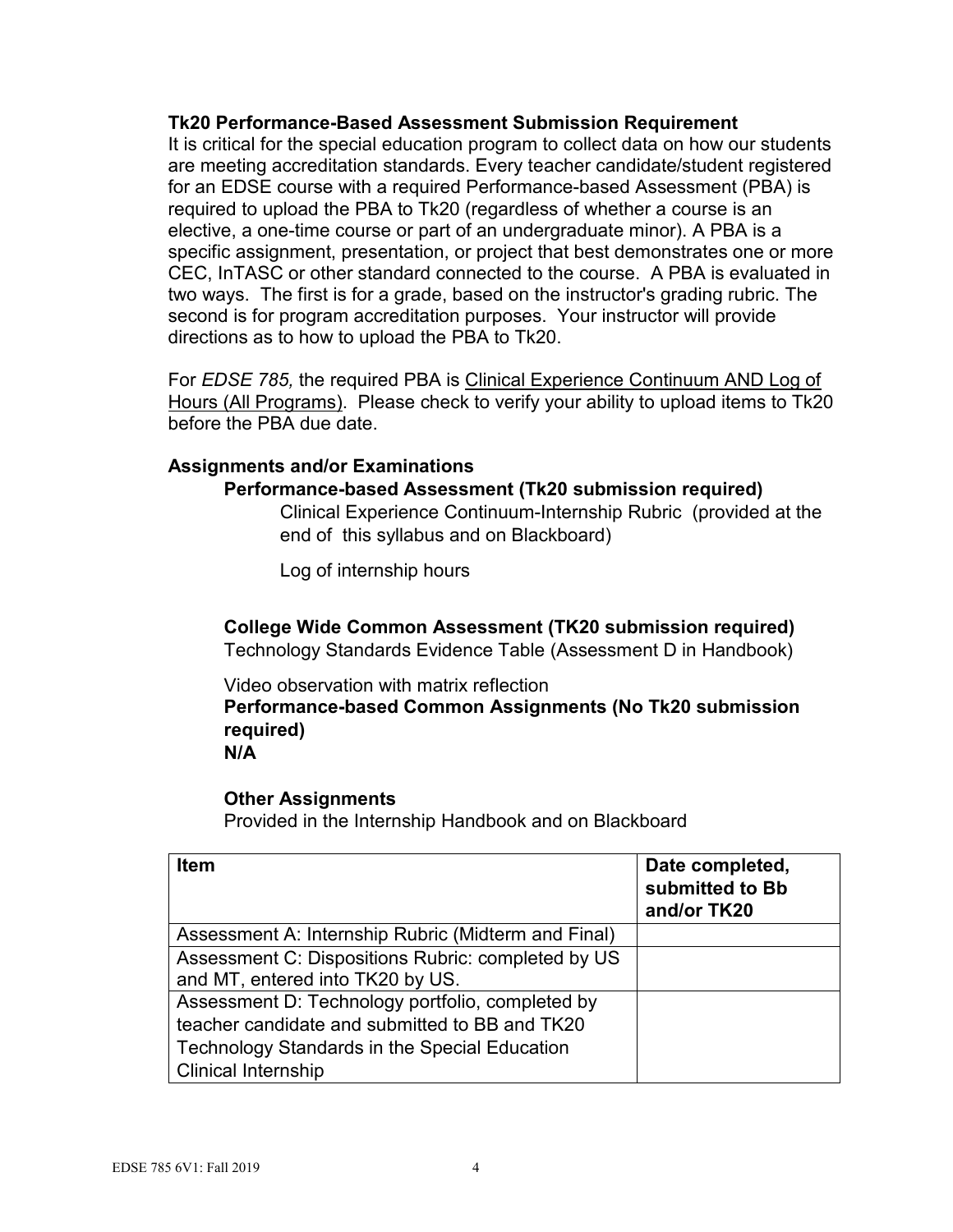**Tk20 Performance-Based Assessment Submission Requirement**

It is critical for the special education program to collect data on how our students are meeting accreditation standards. Every teacher candidate/student registered for an EDSE course with a required Performance-based Assessment (PBA) is required to upload the PBA to Tk20 (regardless of whether a course is an elective, a one-time course or part of an undergraduate minor). A PBA is a specific assignment, presentation, or project that best demonstrates one or more CEC, InTASC or other standard connected to the course. A PBA is evaluated in two ways. The first is for a grade, based on the instructor's grading rubric. The second is for program accreditation purposes. Your instructor will provide directions as to how to upload the PBA to Tk20.

For *EDSE 785,* the required PBA is Clinical Experience Continuum AND Log of Hours (All Programs). Please check to verify your ability to upload items to Tk20 before the PBA due date.

**Assignments and/or Examinations**

**Performance-based Assessment (Tk20 submission required)**

Clinical Experience Continuum-Internship Rubric (provided at the end of this syllabus and on Blackboard)

Log of internship hours

**College Wide Common Assessment (TK20 submission required)**

Technology Standards Evidence Table (Assessment D in Handbook)

Video observation with matrix reflection

**Performance-based Common Assignments (No Tk20 submission required)**

**N/A**

**Other Assignments**

Provided in the Internship Handbook and on Blackboard

| **Item** | **Date completed, submitted to Bb and/or TK20** |
| --- | --- |
| Assessment A: Internship Rubric (Midterm and Final) | |
| Assessment C: Dispositions Rubric: completed by US and MT, entered into TK20 by US. | |
| Assessment D: Technology portfolio, completed by teacher candidate and submitted to BB and TK20 Technology Standards in the Special Education Clinical Internship | |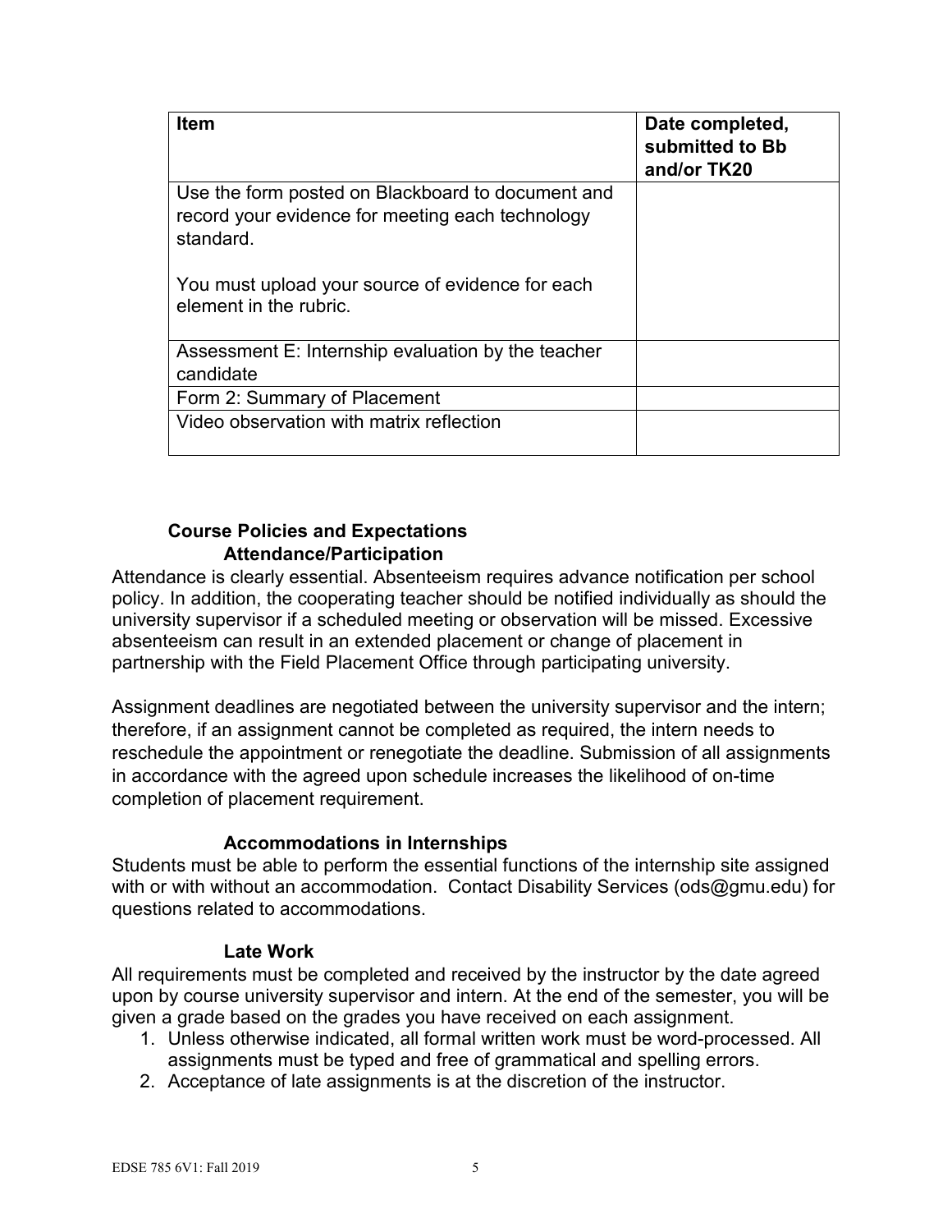| Item | Date completed, submitted to Bb and/or TK20 |
| --- | --- |
| Use the form posted on Blackboard to document and record your evidence for meeting each technology standard.<br><br>You must upload your source of evidence for each element in the rubric. | |
| Assessment E: Internship evaluation by the teacher candidate | |
| Form 2: Summary of Placement | |
| Video observation with matrix reflection | |

## Course Policies and Expectations

### Attendance/Participation

Attendance is clearly essential. Absenteeism requires advance notification per school policy. In addition, the cooperating teacher should be notified individually as should the university supervisor if a scheduled meeting or observation will be missed. Excessive absenteeism can result in an extended placement or change of placement in partnership with the Field Placement Office through participating university.

Assignment deadlines are negotiated between the university supervisor and the intern; therefore, if an assignment cannot be completed as required, the intern needs to reschedule the appointment or renegotiate the deadline. Submission of all assignments in accordance with the agreed upon schedule increases the likelihood of on-time completion of placement requirement.

### Accommodations in Internships

Students must be able to perform the essential functions of the internship site assigned with or with without an accommodation. Contact Disability Services (ods@gmu.edu) for questions related to accommodations.

### Late Work

All requirements must be completed and received by the instructor by the date agreed upon by course university supervisor and intern. At the end of the semester, you will be given a grade based on the grades you have received on each assignment.

1. Unless otherwise indicated, all formal written work must be word-processed. All assignments must be typed and free of grammatical and spelling errors.
2. Acceptance of late assignments is at the discretion of the instructor.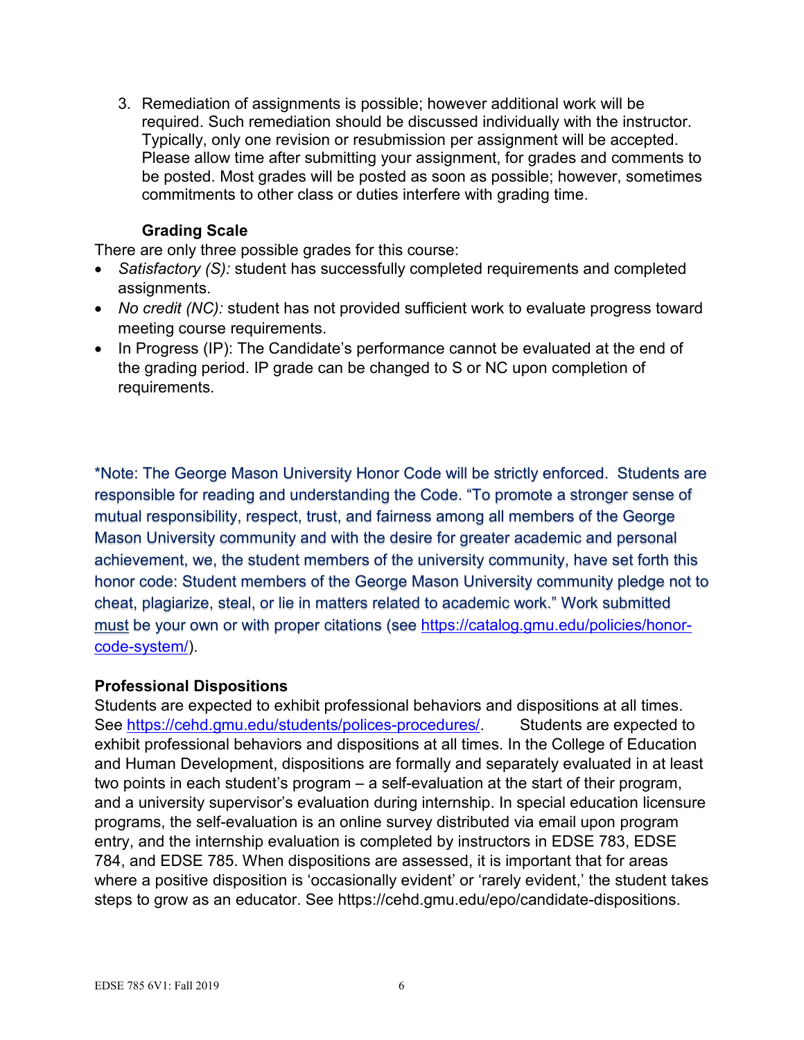3. Remediation of assignments is possible; however additional work will be required. Such remediation should be discussed individually with the instructor. Typically, only one revision or resubmission per assignment will be accepted. Please allow time after submitting your assignment, for grades and comments to be posted. Most grades will be posted as soon as possible; however, sometimes commitments to other class or duties interfere with grading time.

**Grading Scale**

There are only three possible grades for this course:

- *Satisfactory (S):* student has successfully completed requirements and completed assignments.
- *No credit (NC):* student has not provided sufficient work to evaluate progress toward meeting course requirements.
- In Progress (IP): The Candidate's performance cannot be evaluated at the end of the grading period. IP grade can be changed to S or NC upon completion of requirements.

*Note: The George Mason University Honor Code will be strictly enforced. Students are responsible for reading and understanding the Code. "To promote a stronger sense of mutual responsibility, respect, trust, and fairness among all members of the George Mason University community and with the desire for greater academic and personal achievement, we, the student members of the university community, have set forth this honor code: Student members of the George Mason University community pledge not to cheat, plagiarize, steal, or lie in matters related to academic work." Work submitted must be your own or with proper citations (see https://catalog.gmu.edu/policies/honor-code-system/).

**Professional Dispositions**

Students are expected to exhibit professional behaviors and dispositions at all times. See https://cehd.gmu.edu/students/polices-procedures/. Students are expected to exhibit professional behaviors and dispositions at all times. In the College of Education and Human Development, dispositions are formally and separately evaluated in at least two points in each student's program – a self-evaluation at the start of their program, and a university supervisor's evaluation during internship. In special education licensure programs, the self-evaluation is an online survey distributed via email upon program entry, and the internship evaluation is completed by instructors in EDSE 783, EDSE 784, and EDSE 785. When dispositions are assessed, it is important that for areas where a positive disposition is 'occasionally evident' or 'rarely evident,' the student takes steps to grow as an educator. See https://cehd.gmu.edu/epo/candidate-dispositions.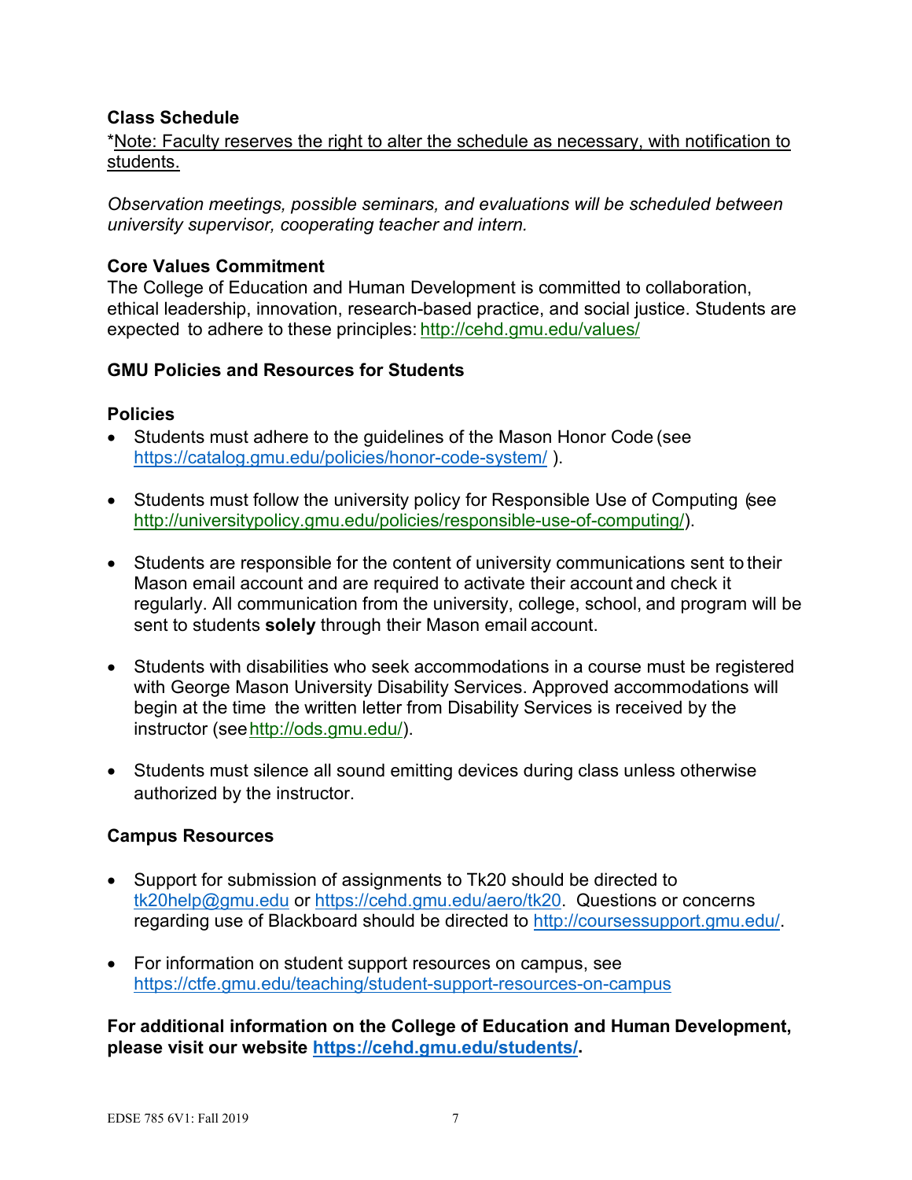### Class Schedule

*Note: Faculty reserves the right to alter the schedule as necessary, with notification to students.

*Observation meetings, possible seminars, and evaluations will be scheduled between university supervisor, cooperating teacher and intern.*

### Core Values Commitment

The College of Education and Human Development is committed to collaboration, ethical leadership, innovation, research-based practice, and social justice. Students are expected to adhere to these principles: http://cehd.gmu.edu/values/

### GMU Policies and Resources for Students

#### Policies

- Students must adhere to the guidelines of the Mason Honor Code (see https://catalog.gmu.edu/policies/honor-code-system/ ).
- Students must follow the university policy for Responsible Use of Computing (see http://universitypolicy.gmu.edu/policies/responsible-use-of-computing/).
- Students are responsible for the content of university communications sent to their Mason email account and are required to activate their account and check it regularly. All communication from the university, college, school, and program will be sent to students **solely** through their Mason email account.
- Students with disabilities who seek accommodations in a course must be registered with George Mason University Disability Services. Approved accommodations will begin at the time the written letter from Disability Services is received by the instructor (see http://ods.gmu.edu/).
- Students must silence all sound emitting devices during class unless otherwise authorized by the instructor.

#### Campus Resources

- Support for submission of assignments to Tk20 should be directed to tk20help@gmu.edu or https://cehd.gmu.edu/aero/tk20. Questions or concerns regarding use of Blackboard should be directed to http://coursessupport.gmu.edu/.
- For information on student support resources on campus, see https://ctfe.gmu.edu/teaching/student-support-resources-on-campus

**For additional information on the College of Education and Human Development, please visit our website https://cehd.gmu.edu/students/.**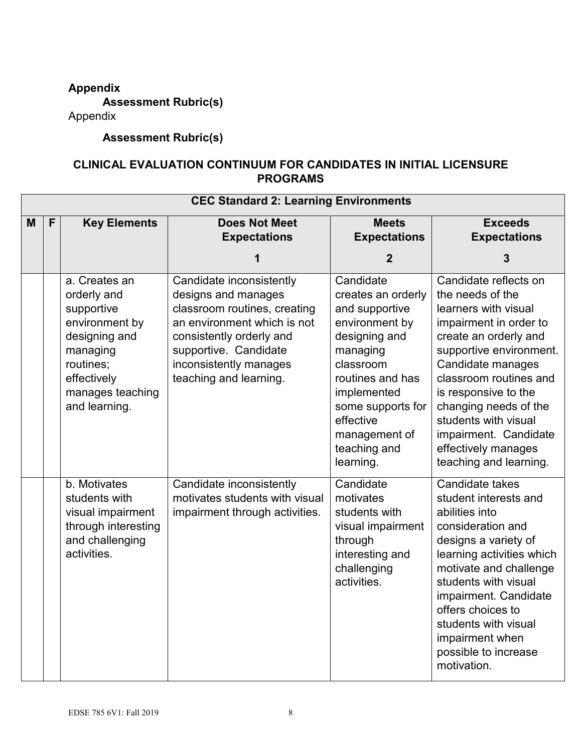**Appendix**

**Assessment Rubric(s)**

Appendix

**Assessment Rubric(s)**

**CLINICAL EVALUATION CONTINUUM FOR CANDIDATES IN INITIAL LICENSURE PROGRAMS**

| **CEC Standard 2: Learning Environments** | | | | | |
|---|---|---|---|---|---|
| **M** | **F** | **Key Elements** | **Does Not Meet Expectations** 1 | **Meets Expectations** 2 | **Exceeds Expectations** 3 |
| | | a. Creates an orderly and supportive environment by designing and managing routines; effectively manages teaching and learning. | Candidate inconsistently designs and manages classroom routines, creating an environment which is not consistently orderly and supportive. Candidate inconsistently manages teaching and learning. | Candidate creates an orderly and supportive environment by designing and managing classroom routines and has implemented some supports for effective management of teaching and learning. | Candidate reflects on the needs of the learners with visual impairment in order to create an orderly and supportive environment. Candidate manages classroom routines and is responsive to the changing needs of the students with visual impairment. Candidate effectively manages teaching and learning. |
| | | b. Motivates students with visual impairment through interesting and challenging activities. | Candidate inconsistently motivates students with visual impairment through activities. | Candidate motivates students with visual impairment through interesting and challenging activities. | Candidate takes student interests and abilities into consideration and designs a variety of learning activities which motivate and challenge students with visual impairment. Candidate offers choices to students with visual impairment when possible to increase motivation. |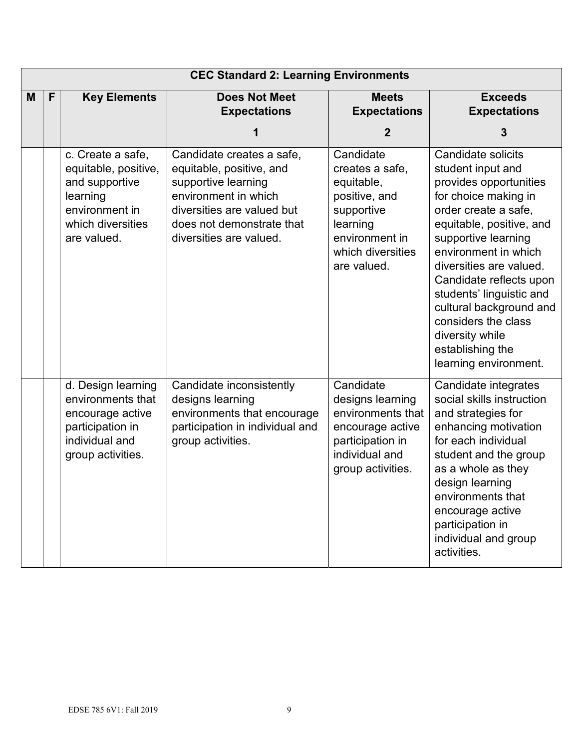| CEC Standard 2: Learning Environments | | | | | |
|---|---|---|---|---|---|
| **M** | **F** | **Key Elements** | **Does Not Meet Expectations**<br><br>**1** | **Meets Expectations**<br><br>**2** | **Exceeds Expectations**<br><br>**3** |
| | | c. Create a safe, equitable, positive, and supportive learning environment in which diversities are valued. | Candidate creates a safe, equitable, positive, and supportive learning environment in which diversities are valued but does not demonstrate that diversities are valued. | Candidate creates a safe, equitable, positive, and supportive learning environment in which diversities are valued. | Candidate solicits student input and provides opportunities for choice making in order create a safe, equitable, positive, and supportive learning environment in which diversities are valued. Candidate reflects upon students' linguistic and cultural background and considers the class diversity while establishing the learning environment. |
| | | d. Design learning environments that encourage active participation in individual and group activities. | Candidate inconsistently designs learning environments that encourage participation in individual and group activities. | Candidate designs learning environments that encourage active participation in individual and group activities. | Candidate integrates social skills instruction and strategies for enhancing motivation for each individual student and the group as a whole as they design learning environments that encourage active participation in individual and group activities. |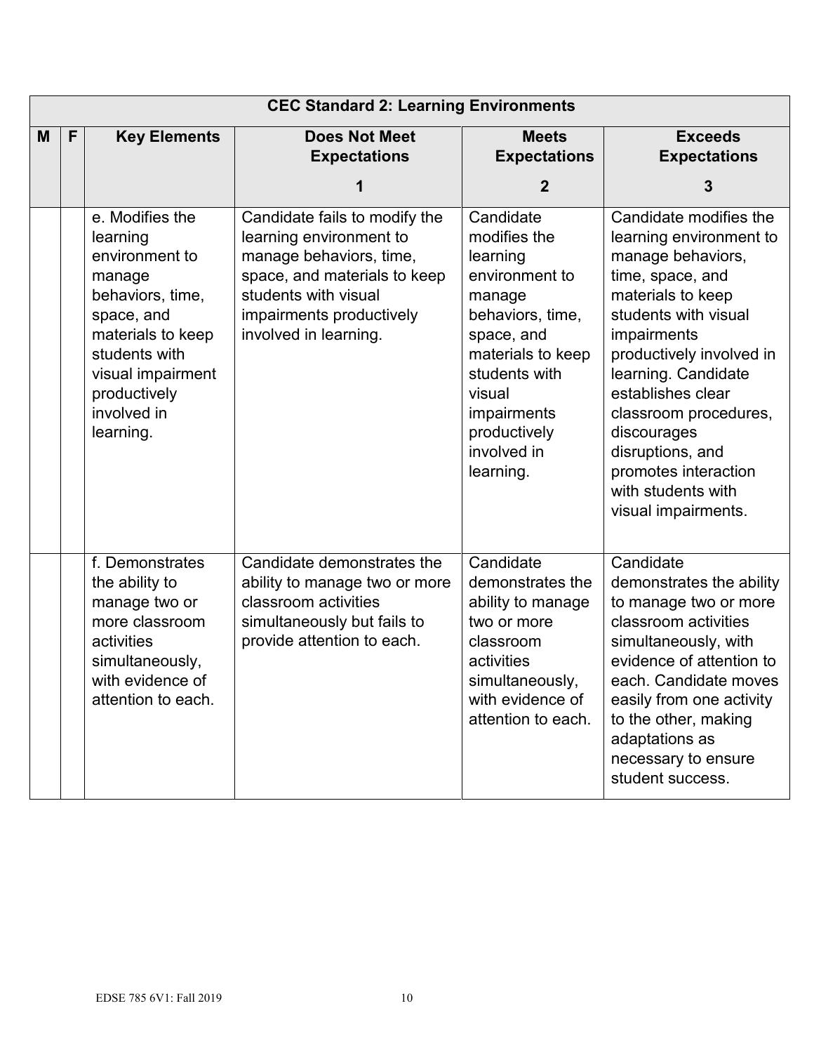| CEC Standard 2: Learning Environments | | | | | |
|---|---|---|---|---|---|
| M | F | Key Elements | Does Not Meet Expectations<br>1 | Meets Expectations<br>2 | Exceeds Expectations<br>3 |
| | | e. Modifies the learning environment to manage behaviors, time, space, and materials to keep students with visual impairment productively involved in learning. | Candidate fails to modify the learning environment to manage behaviors, time, space, and materials to keep students with visual impairments productively involved in learning. | Candidate modifies the learning environment to manage behaviors, time, space, and materials to keep students with visual impairments productively involved in learning. | Candidate modifies the learning environment to manage behaviors, time, space, and materials to keep students with visual impairments productively involved in learning. Candidate establishes clear classroom procedures, discourages disruptions, and promotes interaction with students with visual impairments. |
| | | f. Demonstrates the ability to manage two or more classroom activities simultaneously, with evidence of attention to each. | Candidate demonstrates the ability to manage two or more classroom activities simultaneously but fails to provide attention to each. | Candidate demonstrates the ability to manage two or more classroom activities simultaneously, with evidence of attention to each. | Candidate demonstrates the ability to manage two or more classroom activities simultaneously, with evidence of attention to each. Candidate moves easily from one activity to the other, making adaptations as necessary to ensure student success. |

EDSE 785 6V1: Fall 2019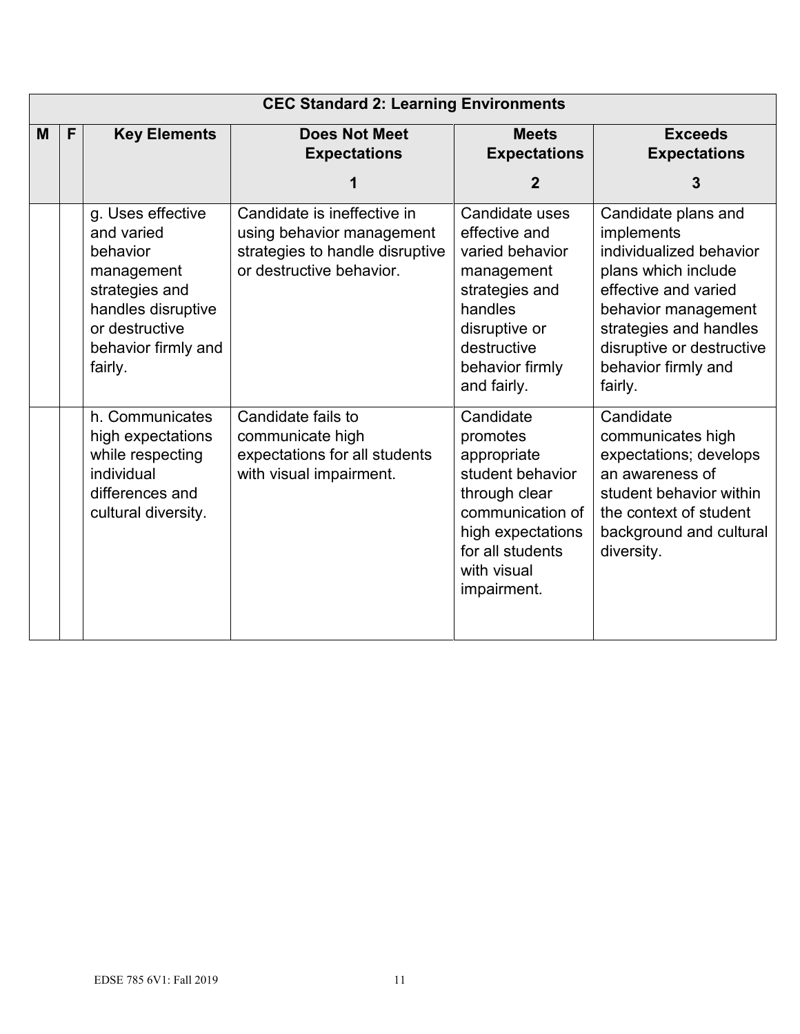| CEC Standard 2: Learning Environments | | | | | |
|---|---|---|---|---|---|
| M | F | Key Elements | Does Not Meet Expectations 1 | Meets Expectations 2 | Exceeds Expectations 3 |
| | | g. Uses effective and varied behavior management strategies and handles disruptive or destructive behavior firmly and fairly. | Candidate is ineffective in using behavior management strategies to handle disruptive or destructive behavior. | Candidate uses effective and varied behavior management strategies and handles disruptive or destructive behavior firmly and fairly. | Candidate plans and implements individualized behavior plans which include effective and varied behavior management strategies and handles disruptive or destructive behavior firmly and fairly. |
| | | h. Communicates high expectations while respecting individual differences and cultural diversity. | Candidate fails to communicate high expectations for all students with visual impairment. | Candidate promotes appropriate student behavior through clear communication of high expectations for all students with visual impairment. | Candidate communicates high expectations; develops an awareness of student behavior within the context of student background and cultural diversity. |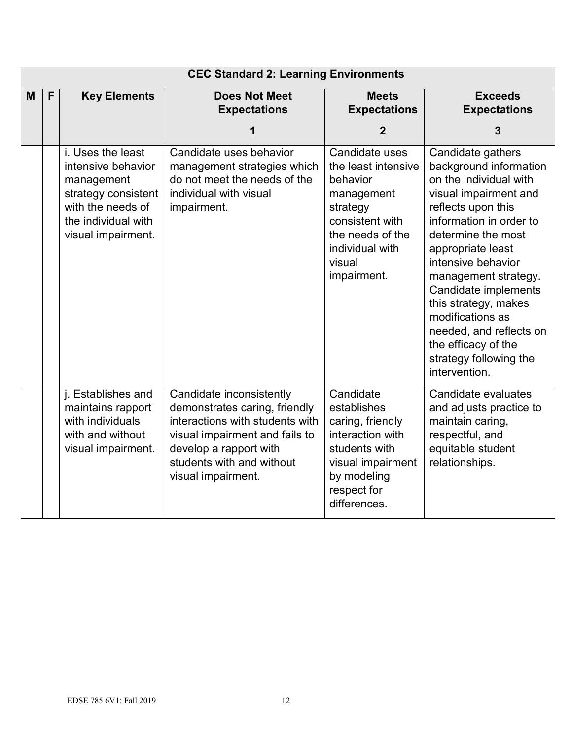| CEC Standard 2: Learning Environments | | | | | |
|---|---|---|---|---|---|
| **M** | **F** | **Key Elements** | **Does Not Meet Expectations**<br>**1** | **Meets Expectations**<br>**2** | **Exceeds Expectations**<br>**3** |
| | | i. Uses the least intensive behavior management strategy consistent with the needs of the individual with visual impairment. | Candidate uses behavior management strategies which do not meet the needs of the individual with visual impairment. | Candidate uses the least intensive behavior management strategy consistent with the needs of the individual with visual impairment. | Candidate gathers background information on the individual with visual impairment and reflects upon this information in order to determine the most appropriate least intensive behavior management strategy. Candidate implements this strategy, makes modifications as needed, and reflects on the efficacy of the strategy following the intervention. |
| | | j. Establishes and maintains rapport with individuals with and without visual impairment. | Candidate inconsistently demonstrates caring, friendly interactions with students with visual impairment and fails to develop a rapport with students with and without visual impairment. | Candidate establishes caring, friendly interaction with students with visual impairment by modeling respect for differences. | Candidate evaluates and adjusts practice to maintain caring, respectful, and equitable student relationships. |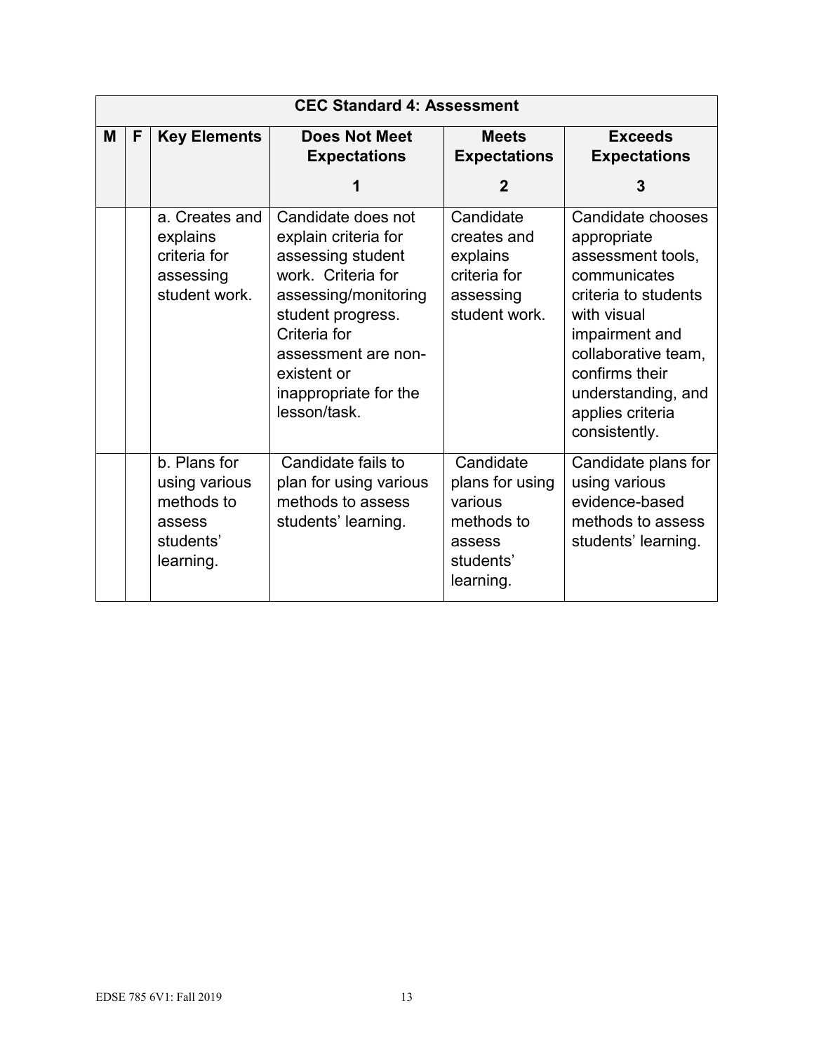| CEC Standard 4: Assessment | | | | | |
|---|---|---|---|---|---|
| M | F | Key Elements | Does Not Meet Expectations<br>1 | Meets Expectations<br>2 | Exceeds Expectations<br>3 |
| | | a. Creates and explains criteria for assessing student work. | Candidate does not explain criteria for assessing student work. Criteria for assessing/monitoring student progress. Criteria for assessment are non-existent or inappropriate for the lesson/task. | Candidate creates and explains criteria for assessing student work. | Candidate chooses appropriate assessment tools, communicates criteria to students with visual impairment and collaborative team, confirms their understanding, and applies criteria consistently. |
| | | b. Plans for using various methods to assess students' learning. | Candidate fails to plan for using various methods to assess students' learning. | Candidate plans for using various methods to assess students' learning. | Candidate plans for using various evidence-based methods to assess students' learning. |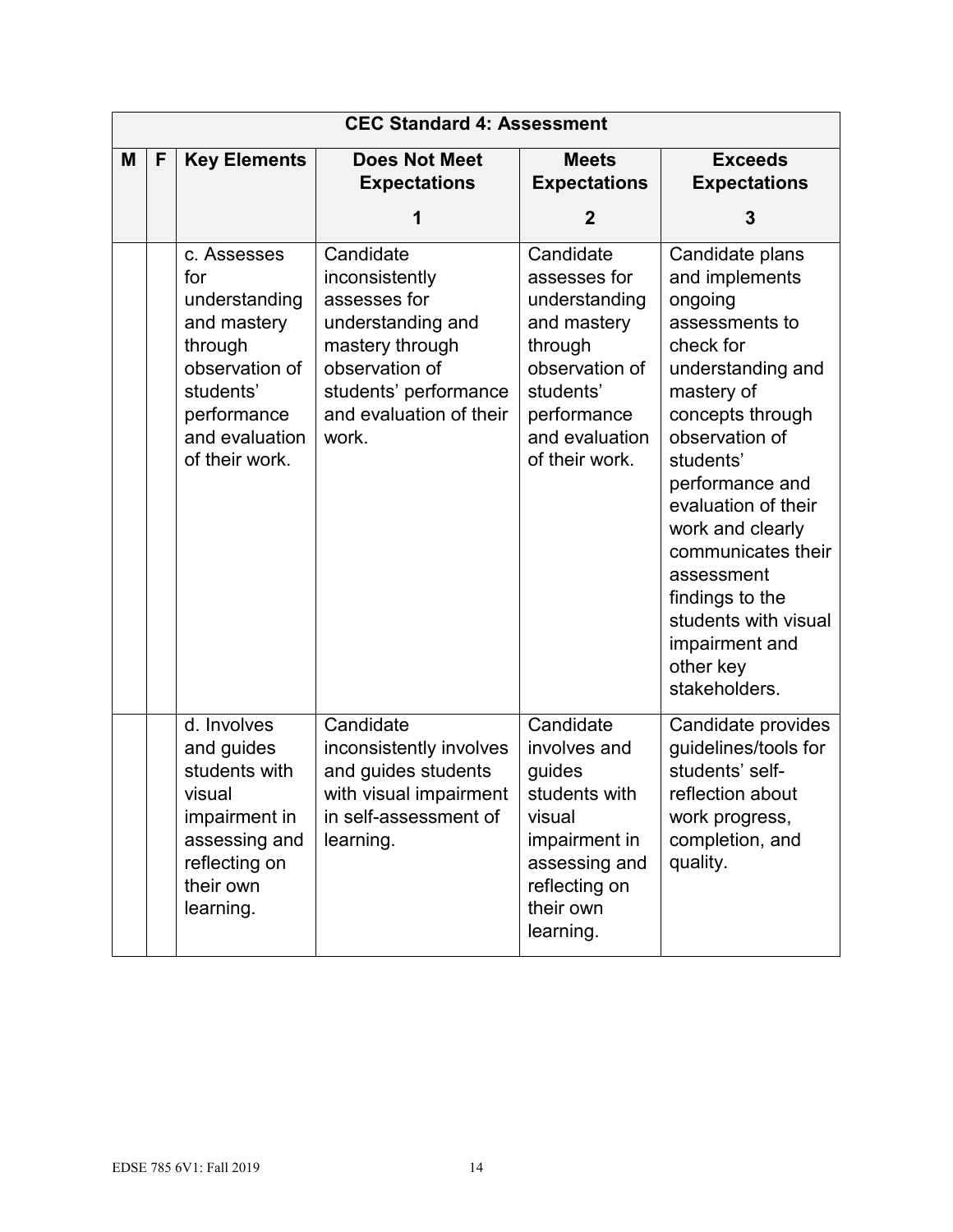| CEC Standard 4: Assessment | | | | | |
|---|---|---|---|---|---|
| M | F | Key Elements | Does Not Meet Expectations 1 | Meets Expectations 2 | Exceeds Expectations 3 |
| | | c. Assesses for understanding and mastery through observation of students' performance and evaluation of their work. | Candidate inconsistently assesses for understanding and mastery through observation of students' performance and evaluation of their work. | Candidate assesses for understanding and mastery through observation of students' performance and evaluation of their work. | Candidate plans and implements ongoing assessments to check for understanding and mastery of concepts through observation of students' performance and evaluation of their work and clearly communicates their assessment findings to the students with visual impairment and other key stakeholders. |
| | | d. Involves and guides students with visual impairment in assessing and reflecting on their own learning. | Candidate inconsistently involves and guides students with visual impairment in self-assessment of learning. | Candidate involves and guides students with visual impairment in assessing and reflecting on their own learning. | Candidate provides guidelines/tools for students' self-reflection about work progress, completion, and quality. |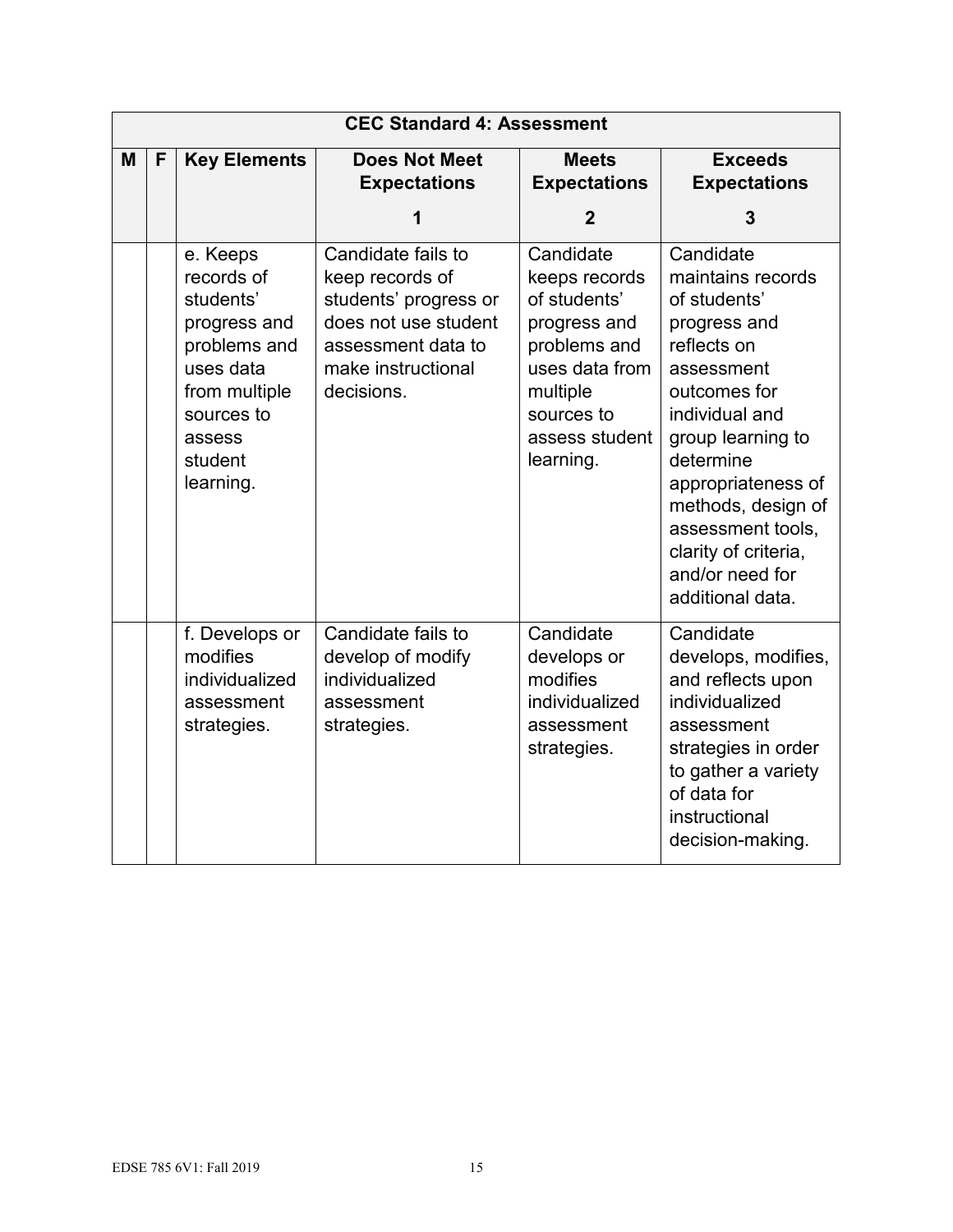| CEC Standard 4: Assessment | | | | | |
|---|---|---|---|---|---|
| **M** | **F** | **Key Elements** | **Does Not Meet Expectations**<br>**1** | **Meets Expectations**<br>**2** | **Exceeds Expectations**<br>**3** |
| | | e. Keeps records of students' progress and problems and uses data from multiple sources to assess student learning. | Candidate fails to keep records of students' progress or does not use student assessment data to make instructional decisions. | Candidate keeps records of students' progress and problems and uses data from multiple sources to assess student learning. | Candidate maintains records of students' progress and reflects on assessment outcomes for individual and group learning to determine appropriateness of methods, design of assessment tools, clarity of criteria, and/or need for additional data. |
| | | f. Develops or modifies individualized assessment strategies. | Candidate fails to develop of modify individualized assessment strategies. | Candidate develops or modifies individualized assessment strategies. | Candidate develops, modifies, and reflects upon individualized assessment strategies in order to gather a variety of data for instructional decision-making. |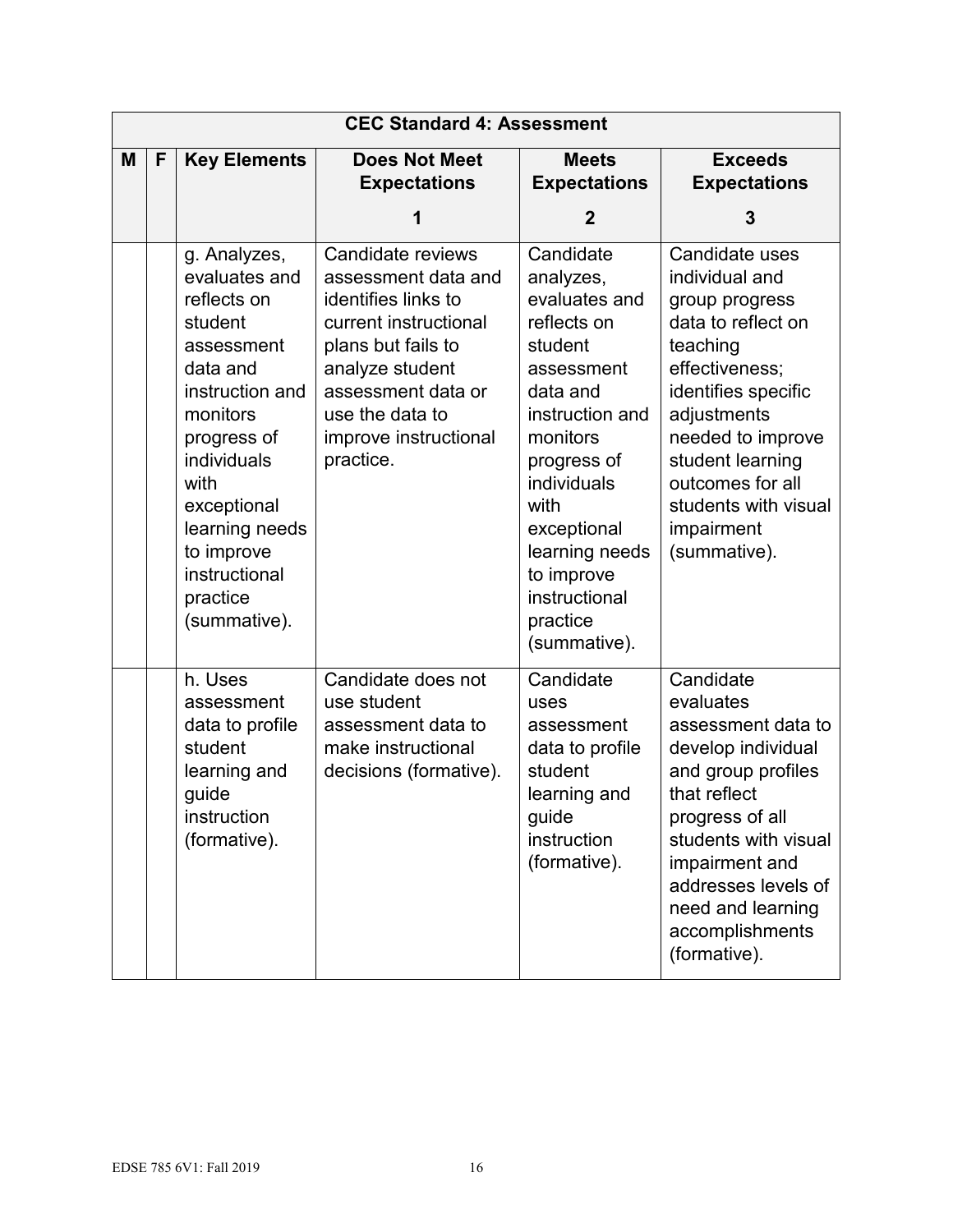| CEC Standard 4: Assessment | | | | | |
|---|---|---|---|---|---|
| **M** | **F** | **Key Elements** | **Does Not Meet Expectations**<br>**1** | **Meets Expectations**<br>**2** | **Exceeds Expectations**<br>**3** |
| | | g. Analyzes, evaluates and reflects on student assessment data and instruction and monitors progress of individuals with exceptional learning needs to improve instructional practice (summative). | Candidate reviews assessment data and identifies links to current instructional plans but fails to analyze student assessment data or use the data to improve instructional practice. | Candidate analyzes, evaluates and reflects on student assessment data and instruction and monitors progress of individuals with exceptional learning needs to improve instructional practice (summative). | Candidate uses individual and group progress data to reflect on teaching effectiveness; identifies specific adjustments needed to improve student learning outcomes for all students with visual impairment (summative). |
| | | h. Uses assessment data to profile student learning and guide instruction (formative). | Candidate does not use student assessment data to make instructional decisions (formative). | Candidate uses assessment data to profile student learning and guide instruction (formative). | Candidate evaluates assessment data to develop individual and group profiles that reflect progress of all students with visual impairment and addresses levels of need and learning accomplishments (formative). |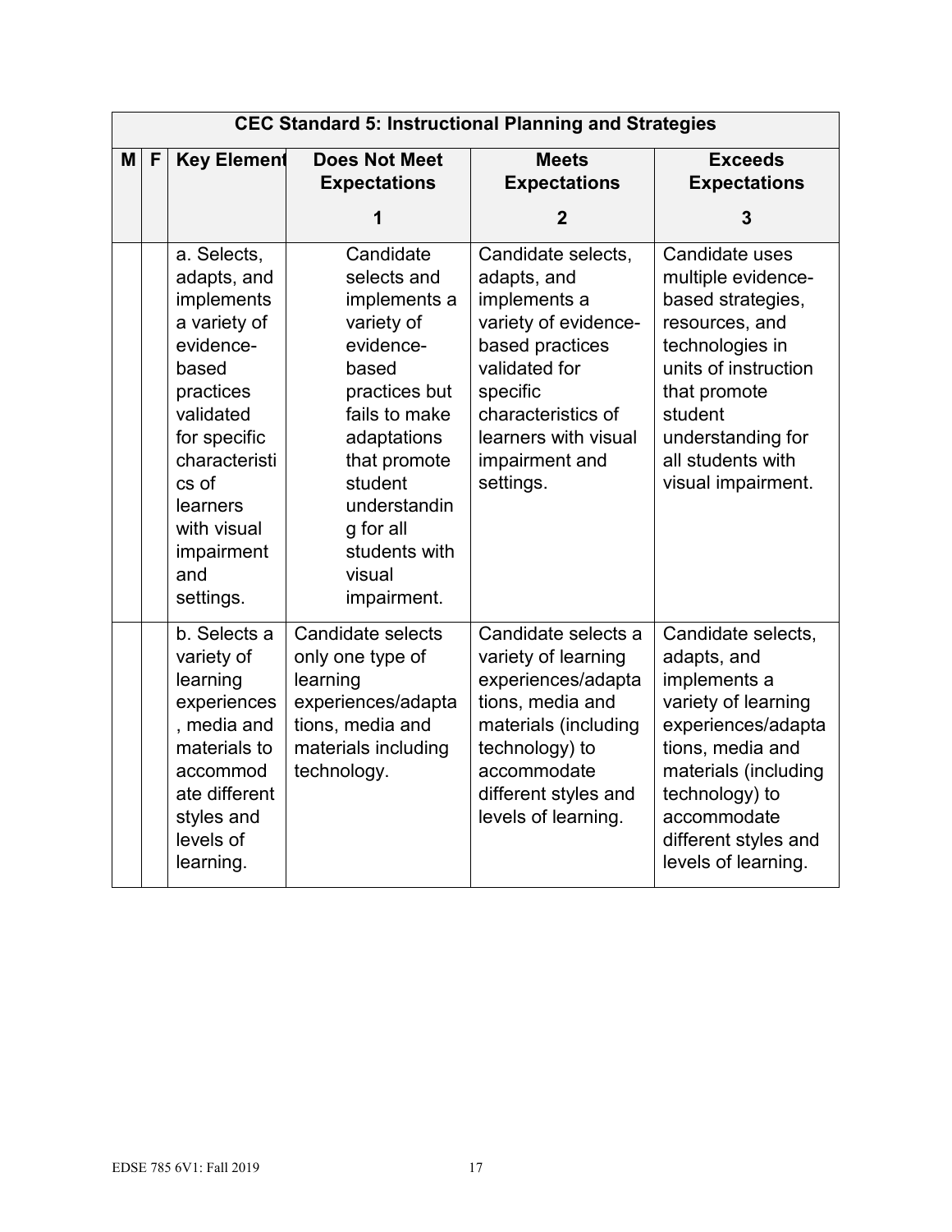| CEC Standard 5: Instructional Planning and Strategies | | | | | |
|---|---|---|---|---|---|
| **M** | **F** | **Key Element** | **Does Not Meet Expectations**<br><br>**1** | **Meets Expectations**<br><br>**2** | **Exceeds Expectations**<br><br>**3** |
| | | a. Selects, adapts, and implements a variety of evidence-based practices validated for specific characteristics of learners with visual impairment and settings. | Candidate selects and implements a variety of evidence-based practices but fails to make adaptations that promote student understanding for all students with visual impairment. | Candidate selects, adapts, and implements a variety of evidence-based practices validated for specific characteristics of learners with visual impairment and settings. | Candidate uses multiple evidence-based strategies, resources, and technologies in units of instruction that promote student understanding for all students with visual impairment. |
| | | b. Selects a variety of learning experiences, media and materials to accommodate different styles and levels of learning. | Candidate selects only one type of learning experiences/adaptations, media and materials including technology. | Candidate selects a variety of learning experiences/adaptations, media and materials (including technology) to accommodate different styles and levels of learning. | Candidate selects, adapts, and implements a variety of learning experiences/adaptations, media and materials (including technology) to accommodate different styles and levels of learning. |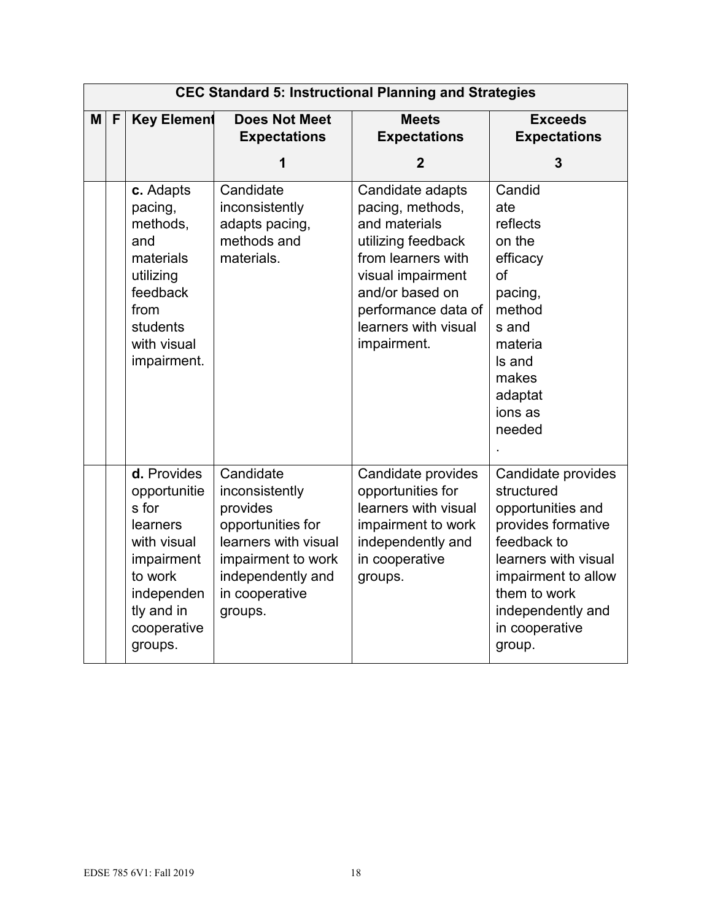| CEC Standard 5: Instructional Planning and Strategies | | | | | |
|---|---|---|---|---|---|
| **M** | **F** | **Key Element** | **Does Not Meet Expectations**<br>**1** | **Meets Expectations**<br>**2** | **Exceeds Expectations**<br>**3** |
| | | **c.** Adapts pacing, methods, and materials utilizing feedback from students with visual impairment. | Candidate inconsistently adapts pacing, methods and materials. | Candidate adapts pacing, methods, and materials utilizing feedback from learners with visual impairment and/or based on performance data of learners with visual impairment. | Candidate reflects on the efficacy of pacing, methods and materials and makes adaptations as needed. |
| | | **d.** Provides opportunities for learners with visual impairment to work independently and in cooperative groups. | Candidate inconsistently provides opportunities for learners with visual impairment to work independently and in cooperative groups. | Candidate provides opportunities for learners with visual impairment to work independently and in cooperative groups. | Candidate provides structured opportunities and provides formative feedback to learners with visual impairment to allow them to work independently and in cooperative group. |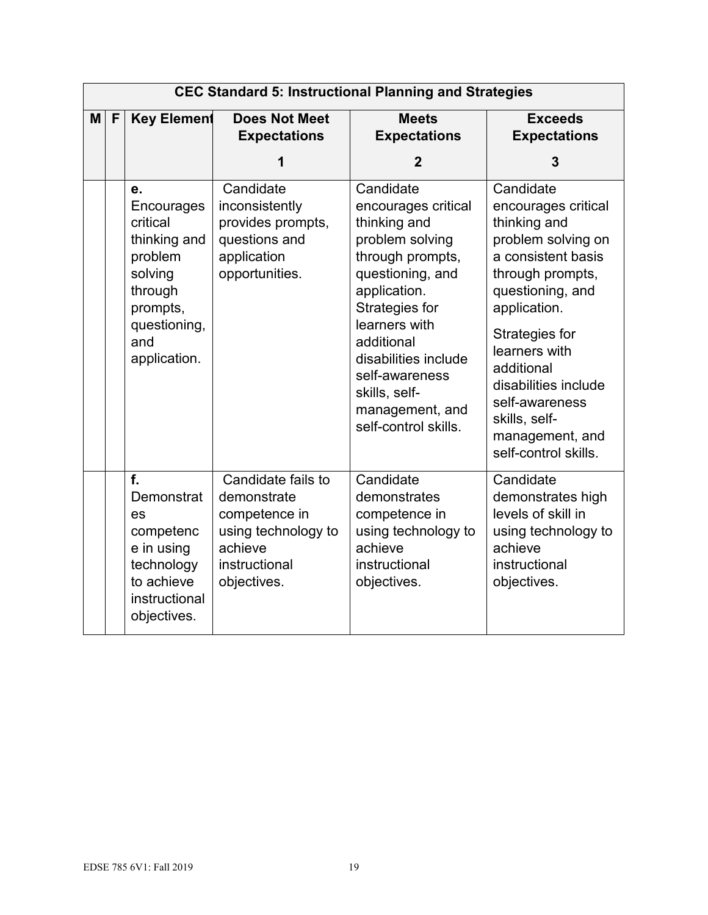| CEC Standard 5: Instructional Planning and Strategies | | | | | |
|---|---|---|---|---|---|
| M | F | Key Element | Does Not Meet Expectations<br>1 | Meets Expectations<br>2 | Exceeds Expectations<br>3 |
| | | **e.** Encourages critical thinking and problem solving through prompts, questioning, and application. | Candidate inconsistently provides prompts, questions and application opportunities. | Candidate encourages critical thinking and problem solving through prompts, questioning, and application. Strategies for learners with additional disabilities include self-awareness skills, self-management, and self-control skills. | Candidate encourages critical thinking and problem solving on a consistent basis through prompts, questioning, and application.<br><br>Strategies for learners with additional disabilities include self-awareness skills, self-management, and self-control skills. |
| | | **f.** Demonstrates competence in using technology to achieve instructional objectives. | Candidate fails to demonstrate competence in using technology to achieve instructional objectives. | Candidate demonstrates competence in using technology to achieve instructional objectives. | Candidate demonstrates high levels of skill in using technology to achieve instructional objectives. |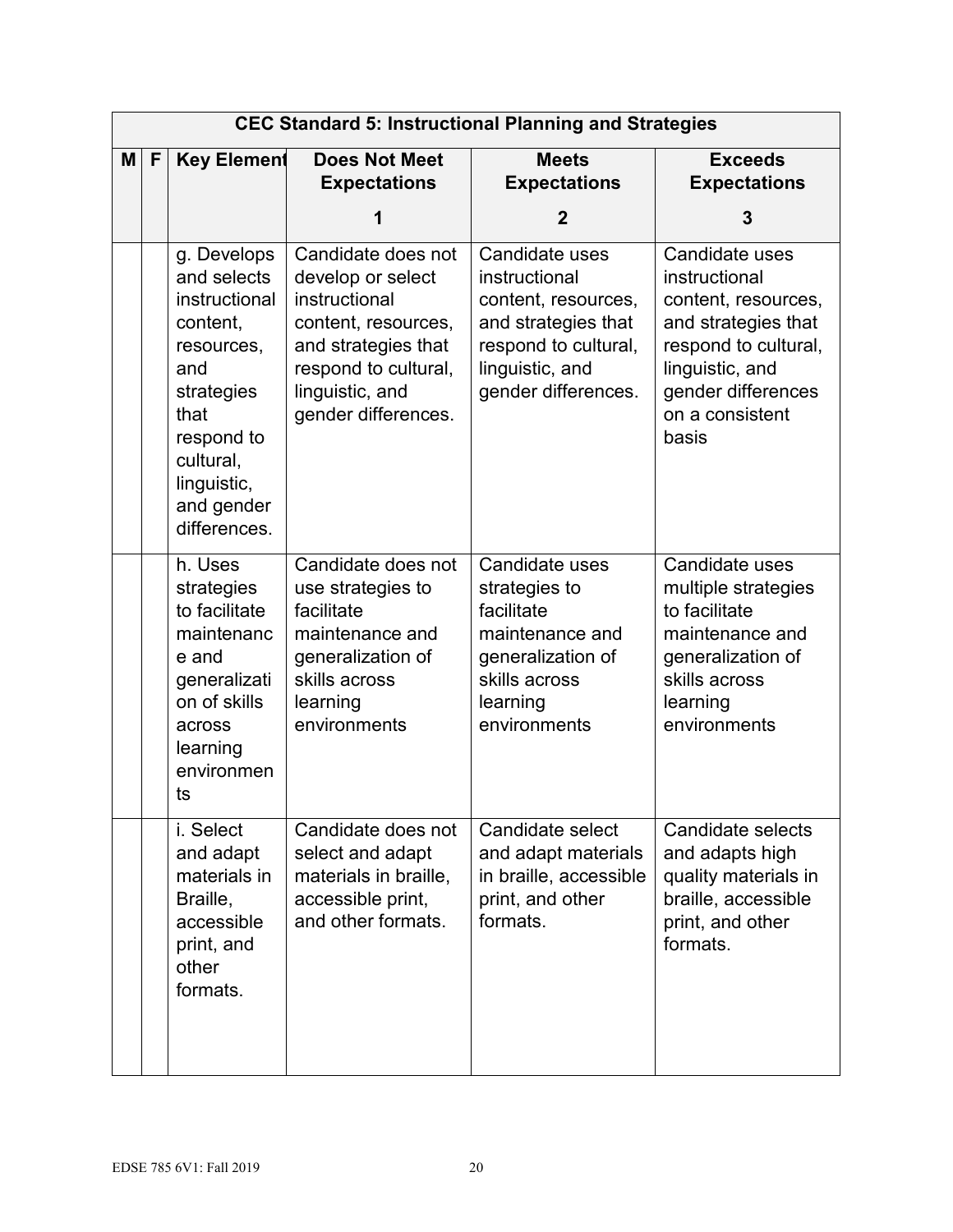| CEC Standard 5: Instructional Planning and Strategies | | | | | |
|---|---|---|---|---|---|
| **M** | **F** | **Key Element** | **Does Not Meet Expectations**<br><br>**1** | **Meets Expectations**<br><br>**2** | **Exceeds Expectations**<br><br>**3** |
| | | g. Develops and selects instructional content, resources, and strategies that respond to cultural, linguistic, and gender differences. | Candidate does not develop or select instructional content, resources, and strategies that respond to cultural, linguistic, and gender differences. | Candidate uses instructional content, resources, and strategies that respond to cultural, linguistic, and gender differences. | Candidate uses instructional content, resources, and strategies that respond to cultural, linguistic, and gender differences on a consistent basis |
| | | h. Uses strategies to facilitate maintenance and generalization of skills across learning environments | Candidate does not use strategies to facilitate maintenance and generalization of skills across learning environments | Candidate uses strategies to facilitate maintenance and generalization of skills across learning environments | Candidate uses multiple strategies to facilitate maintenance and generalization of skills across learning environments |
| | | i. Select and adapt materials in Braille, accessible print, and other formats. | Candidate does not select and adapt materials in braille, accessible print, and other formats. | Candidate select and adapt materials in braille, accessible print, and other formats. | Candidate selects and adapts high quality materials in braille, accessible print, and other formats. |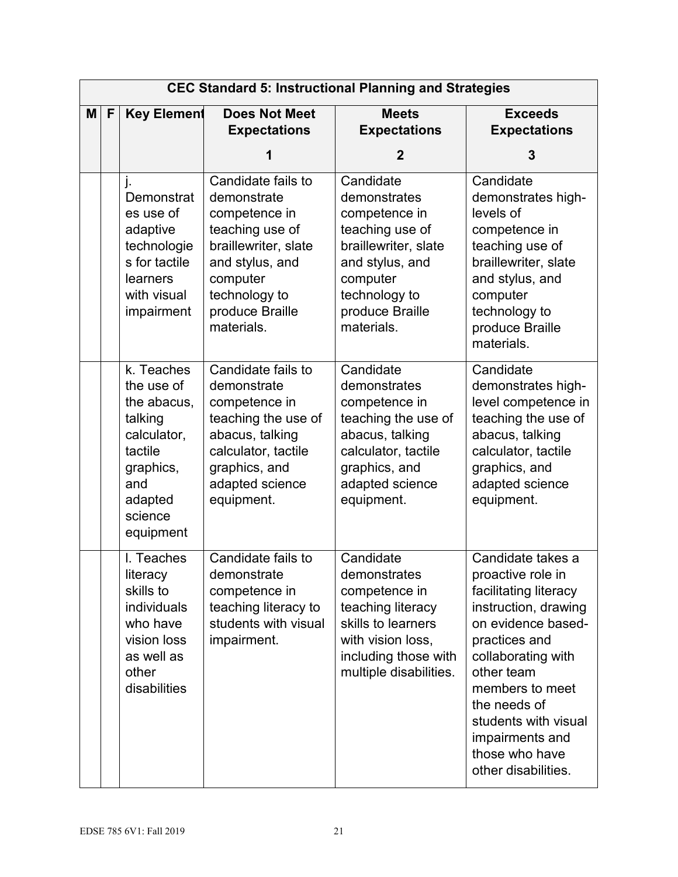| CEC Standard 5: Instructional Planning and Strategies | | | | | |
|---|---|---|---|---|---|
| M | F | Key Element | Does Not Meet Expectations<br>1 | Meets Expectations<br>2 | Exceeds Expectations<br>3 |
| | | j. Demonstrates use of adaptive technologies for tactile learners with visual impairment | Candidate fails to demonstrate competence in teaching use of braillewriter, slate and stylus, and computer technology to produce Braille materials. | Candidate demonstrates competence in teaching use of braillewriter, slate and stylus, and computer technology to produce Braille materials. | Candidate demonstrates high-levels of competence in teaching use of braillewriter, slate and stylus, and computer technology to produce Braille materials. |
| | | k. Teaches the use of the abacus, talking calculator, tactile graphics, and adapted science equipment | Candidate fails to demonstrate competence in teaching the use of abacus, talking calculator, tactile graphics, and adapted science equipment. | Candidate demonstrates competence in teaching the use of abacus, talking calculator, tactile graphics, and adapted science equipment. | Candidate demonstrates high-level competence in teaching the use of abacus, talking calculator, tactile graphics, and adapted science equipment. |
| | | l. Teaches literacy skills to individuals who have vision loss as well as other disabilities | Candidate fails to demonstrate competence in teaching literacy to students with visual impairment. | Candidate demonstrates competence in teaching literacy skills to learners with vision loss, including those with multiple disabilities. | Candidate takes a proactive role in facilitating literacy instruction, drawing on evidence based-practices and collaborating with other team members to meet the needs of students with visual impairments and those who have other disabilities. |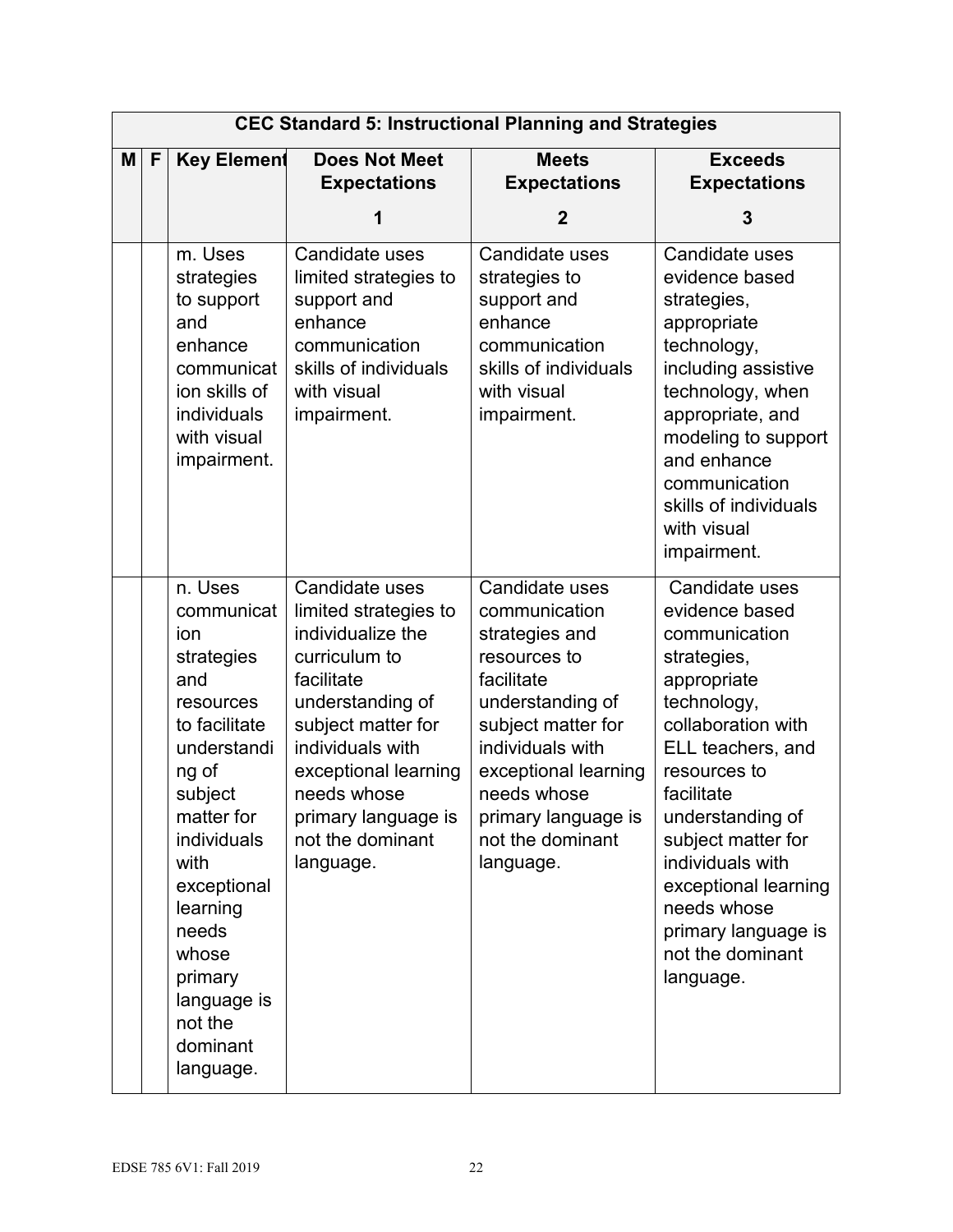| CEC Standard 5: Instructional Planning and Strategies | | | | | |
|---|---|---|---|---|---|
| **M** | **F** | **Key Element** | **Does Not Meet Expectations**<br><br>**1** | **Meets Expectations**<br><br>**2** | **Exceeds Expectations**<br><br>**3** |
| | | m. Uses strategies to support and enhance communication skills of individuals with visual impairment. | Candidate uses limited strategies to support and enhance communication skills of individuals with visual impairment. | Candidate uses strategies to support and enhance communication skills of individuals with visual impairment. | Candidate uses evidence based strategies, appropriate technology, including assistive technology, when appropriate, and modeling to support and enhance communication skills of individuals with visual impairment. |
| | | n. Uses communication strategies and resources to facilitate understanding of subject matter for individuals with exceptional learning needs whose primary language is not the dominant language. | Candidate uses limited strategies to individualize the curriculum to facilitate understanding of subject matter for individuals with exceptional learning needs whose primary language is not the dominant language. | Candidate uses communication strategies and resources to facilitate understanding of subject matter for individuals with exceptional learning needs whose primary language is not the dominant language. | Candidate uses evidence based communication strategies, appropriate technology, collaboration with ELL teachers, and resources to facilitate understanding of subject matter for individuals with exceptional learning needs whose primary language is not the dominant language. |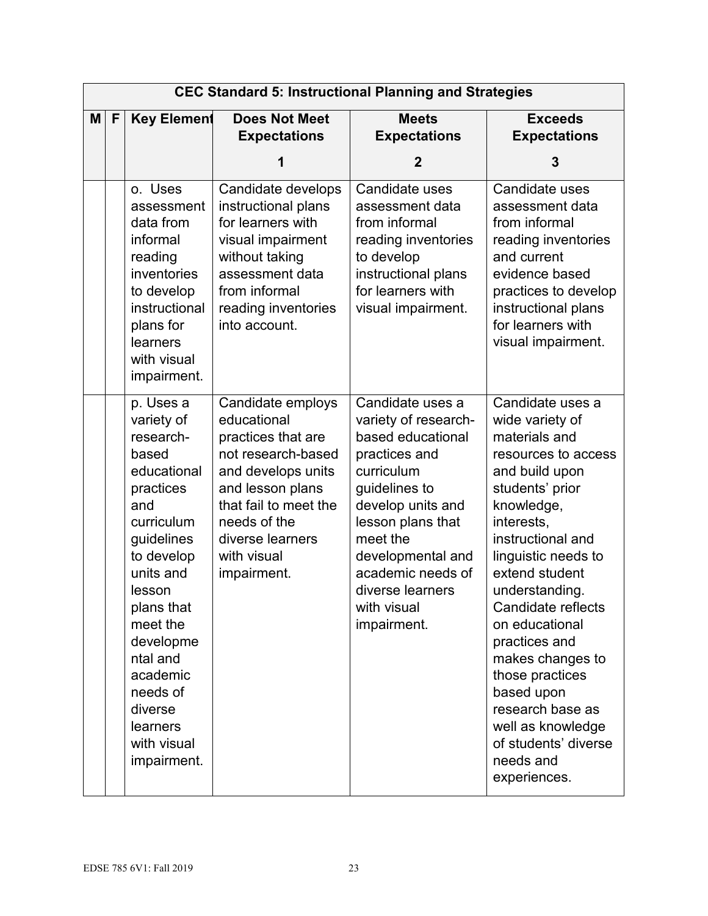| CEC Standard 5: Instructional Planning and Strategies | | | | | |
|---|---|---|---|---|---|
| **M** | **F** | **Key Element** | **Does Not Meet Expectations**<br><br>**1** | **Meets Expectations**<br><br>**2** | **Exceeds Expectations**<br><br>**3** |
| | | o. Uses assessment data from informal reading inventories to develop instructional plans for learners with visual impairment. | Candidate develops instructional plans for learners with visual impairment without taking assessment data from informal reading inventories into account. | Candidate uses assessment data from informal reading inventories to develop instructional plans for learners with visual impairment. | Candidate uses assessment data from informal reading inventories and current evidence based practices to develop instructional plans for learners with visual impairment. |
| | | p. Uses a variety of research-based educational practices and curriculum guidelines to develop units and lesson plans that meet the developmental and academic needs of diverse learners with visual impairment. | Candidate employs educational practices that are not research-based and develops units and lesson plans that fail to meet the needs of the diverse learners with visual impairment. | Candidate uses a variety of research-based educational practices and curriculum guidelines to develop units and lesson plans that meet the developmental and academic needs of diverse learners with visual impairment. | Candidate uses a wide variety of materials and resources to access and build upon students' prior knowledge, interests, instructional and linguistic needs to extend student understanding. Candidate reflects on educational practices and makes changes to those practices based upon research base as well as knowledge of students' diverse needs and experiences. |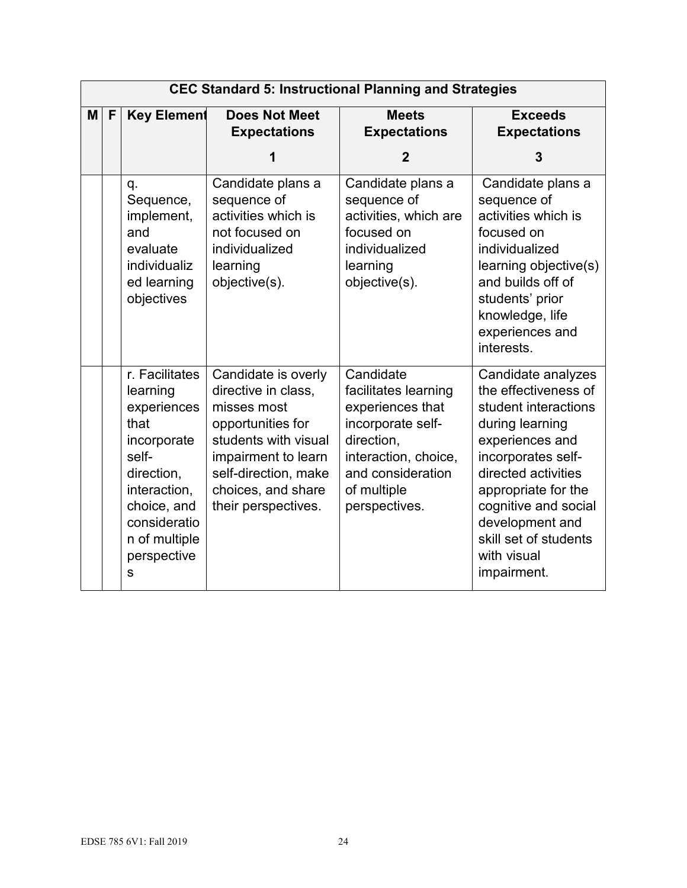| CEC Standard 5: Instructional Planning and Strategies | | | | | |
|---|---|---|---|---|---|
| **M** | **F** | **Key Element** | **Does Not Meet Expectations**<br><br>**1** | **Meets Expectations**<br><br>**2** | **Exceeds Expectations**<br><br>**3** |
| | | q. Sequence, implement, and evaluate individualized learning objectives | Candidate plans a sequence of activities which is not focused on individualized learning objective(s). | Candidate plans a sequence of activities, which are focused on individualized learning objective(s). | Candidate plans a sequence of activities which is focused on individualized learning objective(s) and builds off of students' prior knowledge, life experiences and interests. |
| | | r. Facilitates learning experiences that incorporate self-direction, interaction, choice, and consideration of multiple perspectives | Candidate is overly directive in class, misses most opportunities for students with visual impairment to learn self-direction, make choices, and share their perspectives. | Candidate facilitates learning experiences that incorporate self-direction, interaction, choice, and consideration of multiple perspectives. | Candidate analyzes the effectiveness of student interactions during learning experiences and incorporates self-directed activities appropriate for the cognitive and social development and skill set of students with visual impairment. |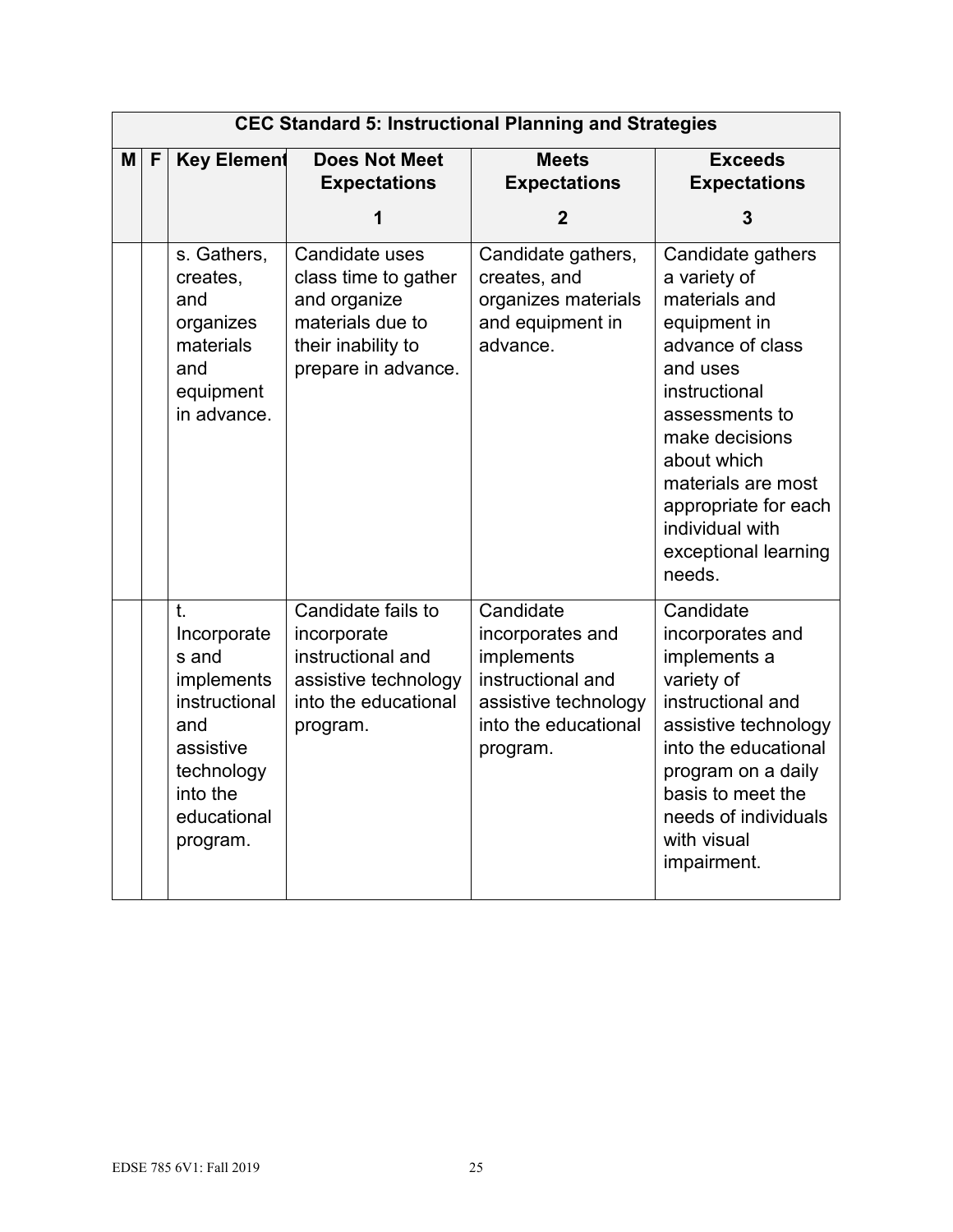| CEC Standard 5: Instructional Planning and Strategies | | | | | |
|---|---|---|---|---|---|
| **M** | **F** | **Key Element** | **Does Not Meet Expectations**<br>**1** | **Meets Expectations**<br>**2** | **Exceeds Expectations**<br>**3** |
| | | s. Gathers, creates, and organizes materials and equipment in advance. | Candidate uses class time to gather and organize materials due to their inability to prepare in advance. | Candidate gathers, creates, and organizes materials and equipment in advance. | Candidate gathers a variety of materials and equipment in advance of class and uses instructional assessments to make decisions about which materials are most appropriate for each individual with exceptional learning needs. |
| | | t. Incorporates and implements instructional and assistive technology into the educational program. | Candidate fails to incorporate instructional and assistive technology into the educational program. | Candidate incorporates and implements instructional and assistive technology into the educational program. | Candidate incorporates and implements a variety of instructional and assistive technology into the educational program on a daily basis to meet the needs of individuals with visual impairment. |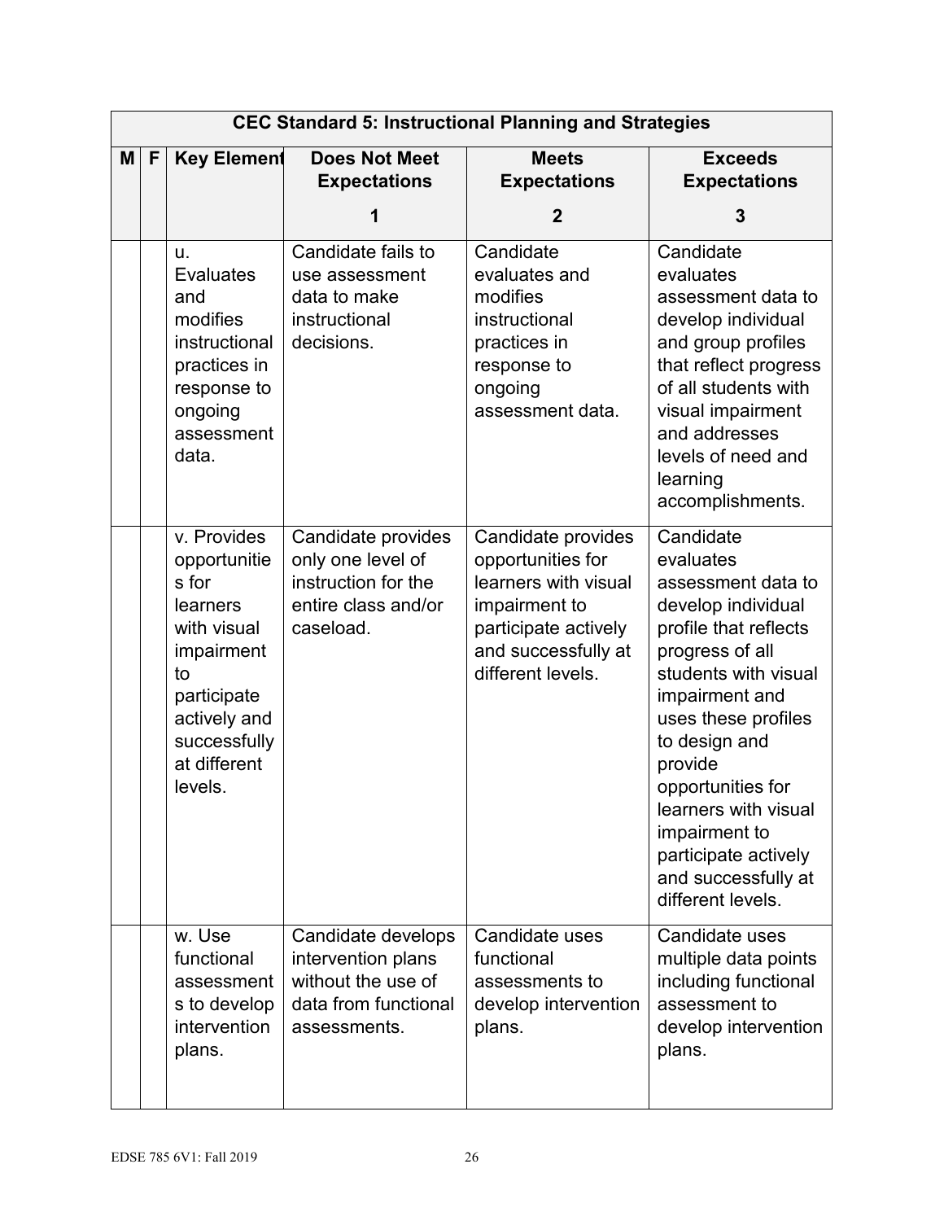| CEC Standard 5: Instructional Planning and Strategies | | | | | |
|---|---|---|---|---|---|
| **M** | **F** | **Key Element** | **Does Not Meet Expectations**<br><br>**1** | **Meets Expectations**<br><br>**2** | **Exceeds Expectations**<br><br>**3** |
| | | u. Evaluates and modifies instructional practices in response to ongoing assessment data. | Candidate fails to use assessment data to make instructional decisions. | Candidate evaluates and modifies instructional practices in response to ongoing assessment data. | Candidate evaluates assessment data to develop individual and group profiles that reflect progress of all students with visual impairment and addresses levels of need and learning accomplishments. |
| | | v. Provides opportunities for learners with visual impairment to participate actively and successfully at different levels. | Candidate provides only one level of instruction for the entire class and/or caseload. | Candidate provides opportunities for learners with visual impairment to participate actively and successfully at different levels. | Candidate evaluates assessment data to develop individual profile that reflects progress of all students with visual impairment and uses these profiles to design and provide opportunities for learners with visual impairment to participate actively and successfully at different levels. |
| | | w. Use functional assessments to develop intervention plans. | Candidate develops intervention plans without the use of data from functional assessments. | Candidate uses functional assessments to develop intervention plans. | Candidate uses multiple data points including functional assessment to develop intervention plans. |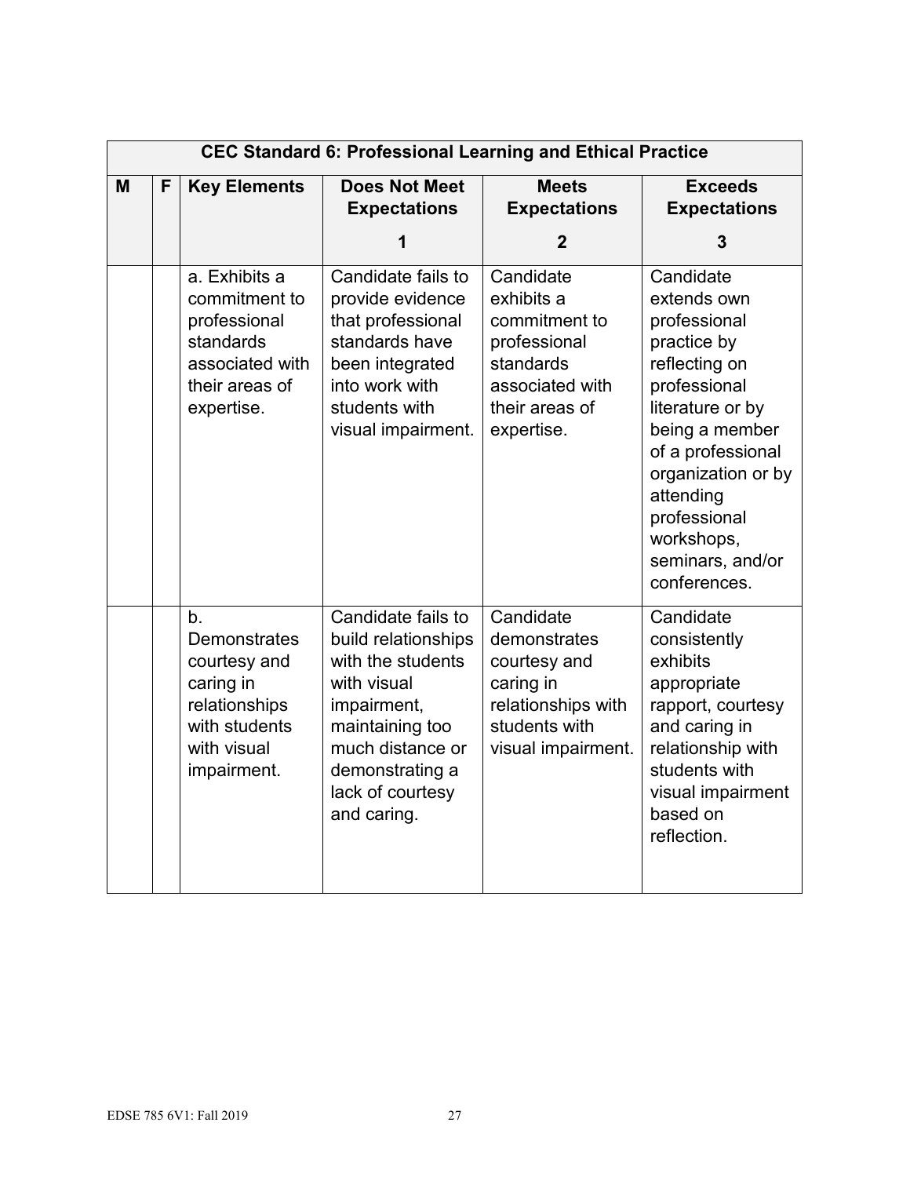| CEC Standard 6: Professional Learning and Ethical Practice | | | | | |
|---|---|---|---|---|---|
| **M** | **F** | **Key Elements** | **Does Not Meet Expectations**<br>**1** | **Meets Expectations**<br>**2** | **Exceeds Expectations**<br>**3** |
| | | a. Exhibits a commitment to professional standards associated with their areas of expertise. | Candidate fails to provide evidence that professional standards have been integrated into work with students with visual impairment. | Candidate exhibits a commitment to professional standards associated with their areas of expertise. | Candidate extends own professional practice by reflecting on professional literature or by being a member of a professional organization or by attending professional workshops, seminars, and/or conferences. |
| | | b. Demonstrates courtesy and caring in relationships with students with visual impairment. | Candidate fails to build relationships with the students with visual impairment, maintaining too much distance or demonstrating a lack of courtesy and caring. | Candidate demonstrates courtesy and caring in relationships with students with visual impairment. | Candidate consistently exhibits appropriate rapport, courtesy and caring in relationship with students with visual impairment based on reflection. |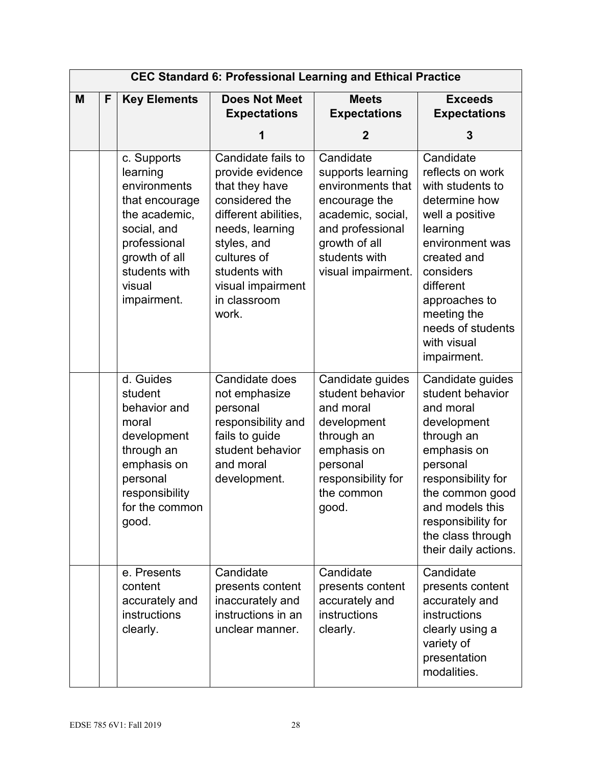| CEC Standard 6: Professional Learning and Ethical Practice | | | | | |
|---|---|---|---|---|---|
| **M** | **F** | **Key Elements** | **Does Not Meet Expectations** **1** | **Meets Expectations** **2** | **Exceeds Expectations** **3** |
| | | c. Supports learning environments that encourage the academic, social, and professional growth of all students with visual impairment. | Candidate fails to provide evidence that they have considered the different abilities, needs, learning styles, and cultures of students with visual impairment in classroom work. | Candidate supports learning environments that encourage the academic, social, and professional growth of all students with visual impairment. | Candidate reflects on work with students to determine how well a positive learning environment was created and considers different approaches to meeting the needs of students with visual impairment. |
| | | d. Guides student behavior and moral development through an emphasis on personal responsibility for the common good. | Candidate does not emphasize personal responsibility and fails to guide student behavior and moral development. | Candidate guides student behavior and moral development through an emphasis on personal responsibility for the common good. | Candidate guides student behavior and moral development through an emphasis on personal responsibility for the common good and models this responsibility for the class through their daily actions. |
| | | e. Presents content accurately and instructions clearly. | Candidate presents content inaccurately and instructions in an unclear manner. | Candidate presents content accurately and instructions clearly. | Candidate presents content accurately and instructions clearly using a variety of presentation modalities. |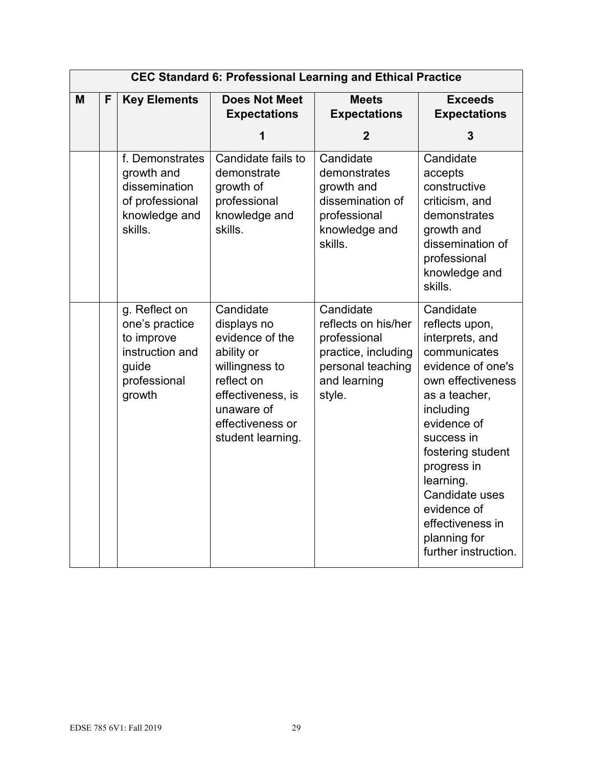| CEC Standard 6: Professional Learning and Ethical Practice | | | | | |
|---|---|---|---|---|---|
| **M** | **F** | **Key Elements** | **Does Not Meet Expectations**<br>**1** | **Meets Expectations**<br>**2** | **Exceeds Expectations**<br>**3** |
| | | f. Demonstrates growth and dissemination of professional knowledge and skills. | Candidate fails to demonstrate growth of professional knowledge and skills. | Candidate demonstrates growth and dissemination of professional knowledge and skills. | Candidate accepts constructive criticism, and demonstrates growth and dissemination of professional knowledge and skills. |
| | | g. Reflect on one's practice to improve instruction and guide professional growth | Candidate displays no evidence of the ability or willingness to reflect on effectiveness, is unaware of effectiveness or student learning. | Candidate reflects on his/her professional practice, including personal teaching and learning style. | Candidate reflects upon, interprets, and communicates evidence of one's own effectiveness as a teacher, including evidence of success in fostering student progress in learning. Candidate uses evidence of effectiveness in planning for further instruction. |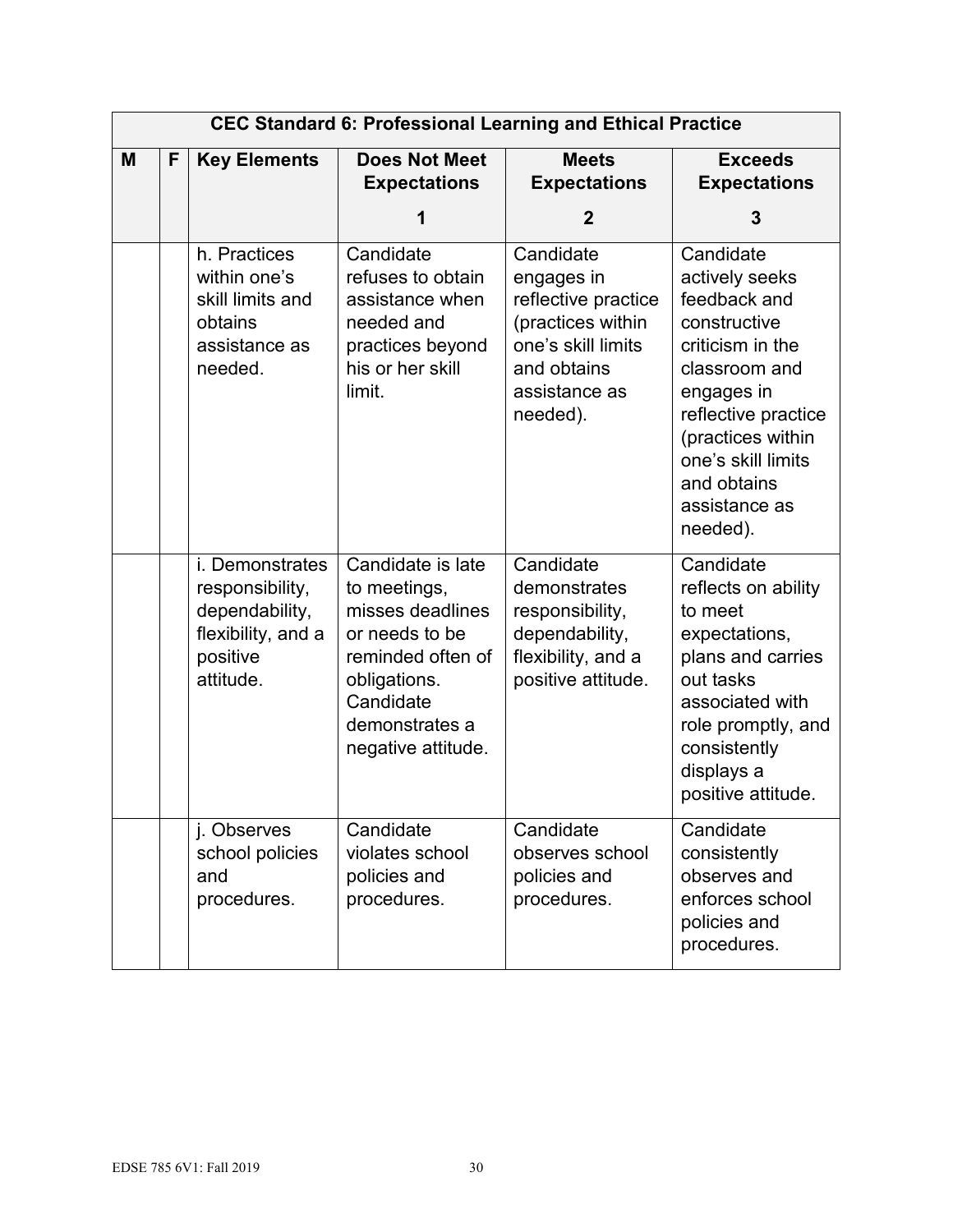| CEC Standard 6: Professional Learning and Ethical Practice | | | | | |
|---|---|---|---|---|---|
| **M** | **F** | **Key Elements** | **Does Not Meet Expectations**<br>**1** | **Meets Expectations**<br>**2** | **Exceeds Expectations**<br>**3** |
| | | h. Practices within one's skill limits and obtains assistance as needed. | Candidate refuses to obtain assistance when needed and practices beyond his or her skill limit. | Candidate engages in reflective practice (practices within one's skill limits and obtains assistance as needed). | Candidate actively seeks feedback and constructive criticism in the classroom and engages in reflective practice (practices within one's skill limits and obtains assistance as needed). |
| | | i. Demonstrates responsibility, dependability, flexibility, and a positive attitude. | Candidate is late to meetings, misses deadlines or needs to be reminded often of obligations. Candidate demonstrates a negative attitude. | Candidate demonstrates responsibility, dependability, flexibility, and a positive attitude. | Candidate reflects on ability to meet expectations, plans and carries out tasks associated with role promptly, and consistently displays a positive attitude. |
| | | j. Observes school policies and procedures. | Candidate violates school policies and procedures. | Candidate observes school policies and procedures. | Candidate consistently observes and enforces school policies and procedures. |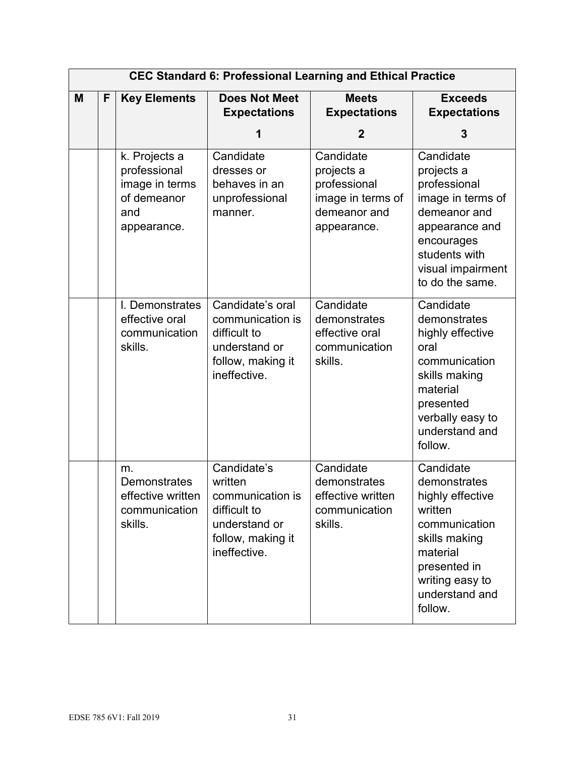| CEC Standard 6: Professional Learning and Ethical Practice | | | | | |
|---|---|---|---|---|---|
| **M** | **F** | **Key Elements** | **Does Not Meet Expectations**<br>**1** | **Meets Expectations**<br>**2** | **Exceeds Expectations**<br>**3** |
| | | k. Projects a professional image in terms of demeanor and appearance. | Candidate dresses or behaves in an unprofessional manner. | Candidate projects a professional image in terms of demeanor and appearance. | Candidate projects a professional image in terms of demeanor and appearance and encourages students with visual impairment to do the same. |
| | | l. Demonstrates effective oral communication skills. | Candidate's oral communication is difficult to understand or follow, making it ineffective. | Candidate demonstrates effective oral communication skills. | Candidate demonstrates highly effective oral communication skills making material presented verbally easy to understand and follow. |
| | | m. Demonstrates effective written communication skills. | Candidate's written communication is difficult to understand or follow, making it ineffective. | Candidate demonstrates effective written communication skills. | Candidate demonstrates highly effective written communication skills making material presented in writing easy to understand and follow. |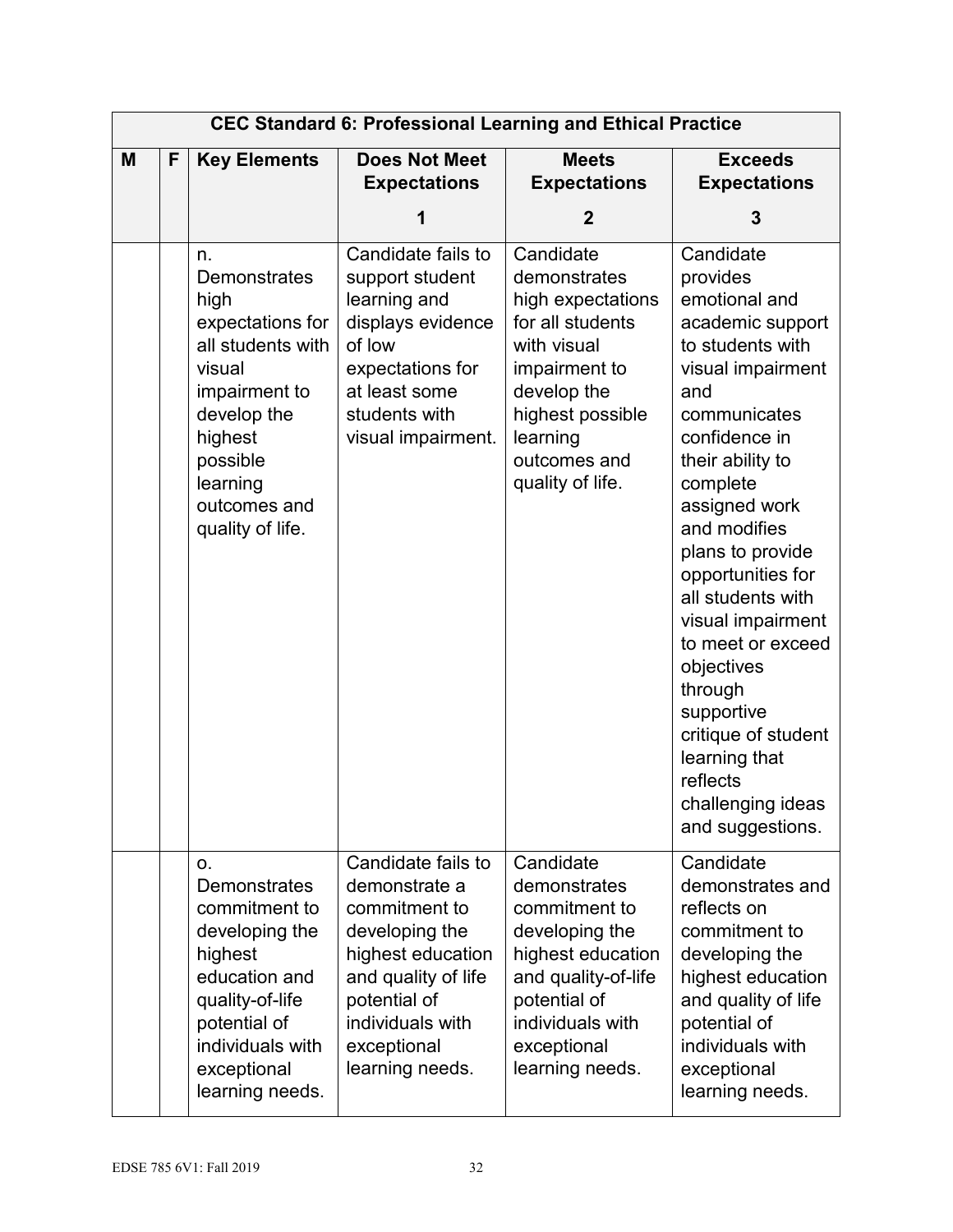| CEC Standard 6: Professional Learning and Ethical Practice | | | | | |
|---|---|---|---|---|---|
| **M** | **F** | **Key Elements** | **Does Not Meet Expectations**<br><br>**1** | **Meets Expectations**<br><br>**2** | **Exceeds Expectations**<br><br>**3** |
| | | n. Demonstrates high expectations for all students with visual impairment to develop the highest possible learning outcomes and quality of life. | Candidate fails to support student learning and displays evidence of low expectations for at least some students with visual impairment. | Candidate demonstrates high expectations for all students with visual impairment to develop the highest possible learning outcomes and quality of life. | Candidate provides emotional and academic support to students with visual impairment and communicates confidence in their ability to complete assigned work and modifies plans to provide opportunities for all students with visual impairment to meet or exceed objectives through supportive critique of student learning that reflects challenging ideas and suggestions. |
| | | o. Demonstrates commitment to developing the highest education and quality-of-life potential of individuals with exceptional learning needs. | Candidate fails to demonstrate a commitment to developing the highest education and quality of life potential of individuals with exceptional learning needs. | Candidate demonstrates commitment to developing the highest education and quality-of-life potential of individuals with exceptional learning needs. | Candidate demonstrates and reflects on commitment to developing the highest education and quality of life potential of individuals with exceptional learning needs. |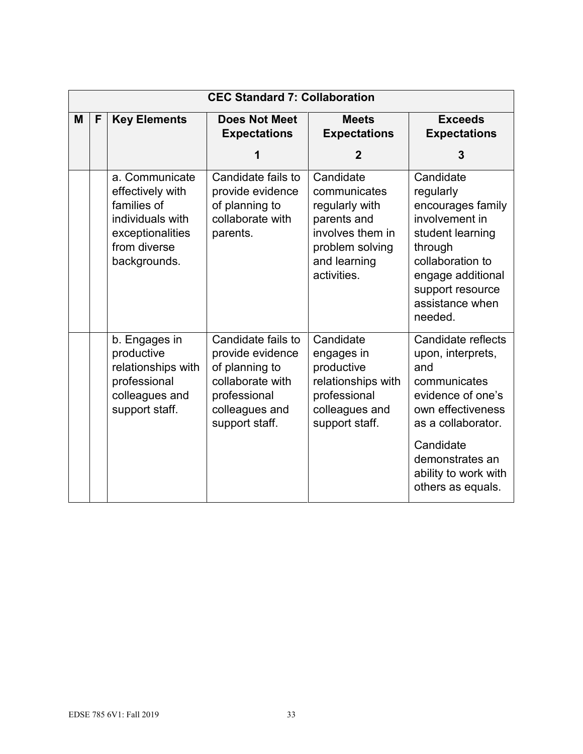| CEC Standard 7: Collaboration | | | | | |
|---|---|---|---|---|---|
| **M** | **F** | **Key Elements** | **Does Not Meet Expectations**<br>**1** | **Meets Expectations**<br>**2** | **Exceeds Expectations**<br>**3** |
| | | a. Communicate effectively with families of individuals with exceptionalities from diverse backgrounds. | Candidate fails to provide evidence of planning to collaborate with parents. | Candidate communicates regularly with parents and involves them in problem solving and learning activities. | Candidate regularly encourages family involvement in student learning through collaboration to engage additional support resource assistance when needed. |
| | | b. Engages in productive relationships with professional colleagues and support staff. | Candidate fails to provide evidence of planning to collaborate with professional colleagues and support staff. | Candidate engages in productive relationships with professional colleagues and support staff. | Candidate reflects upon, interprets, and communicates evidence of one's own effectiveness as a collaborator.<br><br>Candidate demonstrates an ability to work with others as equals. |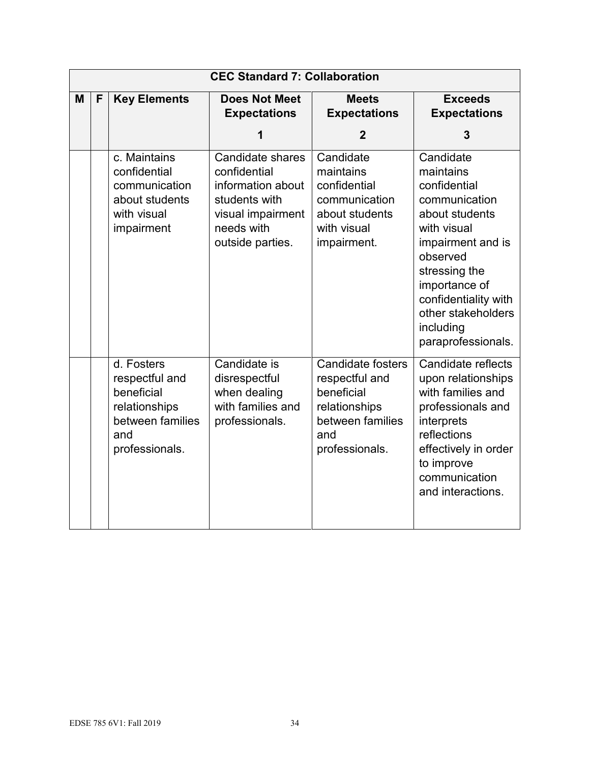| CEC Standard 7: Collaboration | | | | | |
|---|---|---|---|---|---|
| **M** | **F** | **Key Elements** | **Does Not Meet Expectations**<br>**1** | **Meets Expectations**<br>**2** | **Exceeds Expectations**<br>**3** |
| | | c. Maintains confidential communication about students with visual impairment | Candidate shares confidential information about students with visual impairment needs with outside parties. | Candidate maintains confidential communication about students with visual impairment. | Candidate maintains confidential communication about students with visual impairment and is observed stressing the importance of confidentiality with other stakeholders including paraprofessionals. |
| | | d. Fosters respectful and beneficial relationships between families and professionals. | Candidate is disrespectful when dealing with families and professionals. | Candidate fosters respectful and beneficial relationships between families and professionals. | Candidate reflects upon relationships with families and professionals and interprets reflections effectively in order to improve communication and interactions. |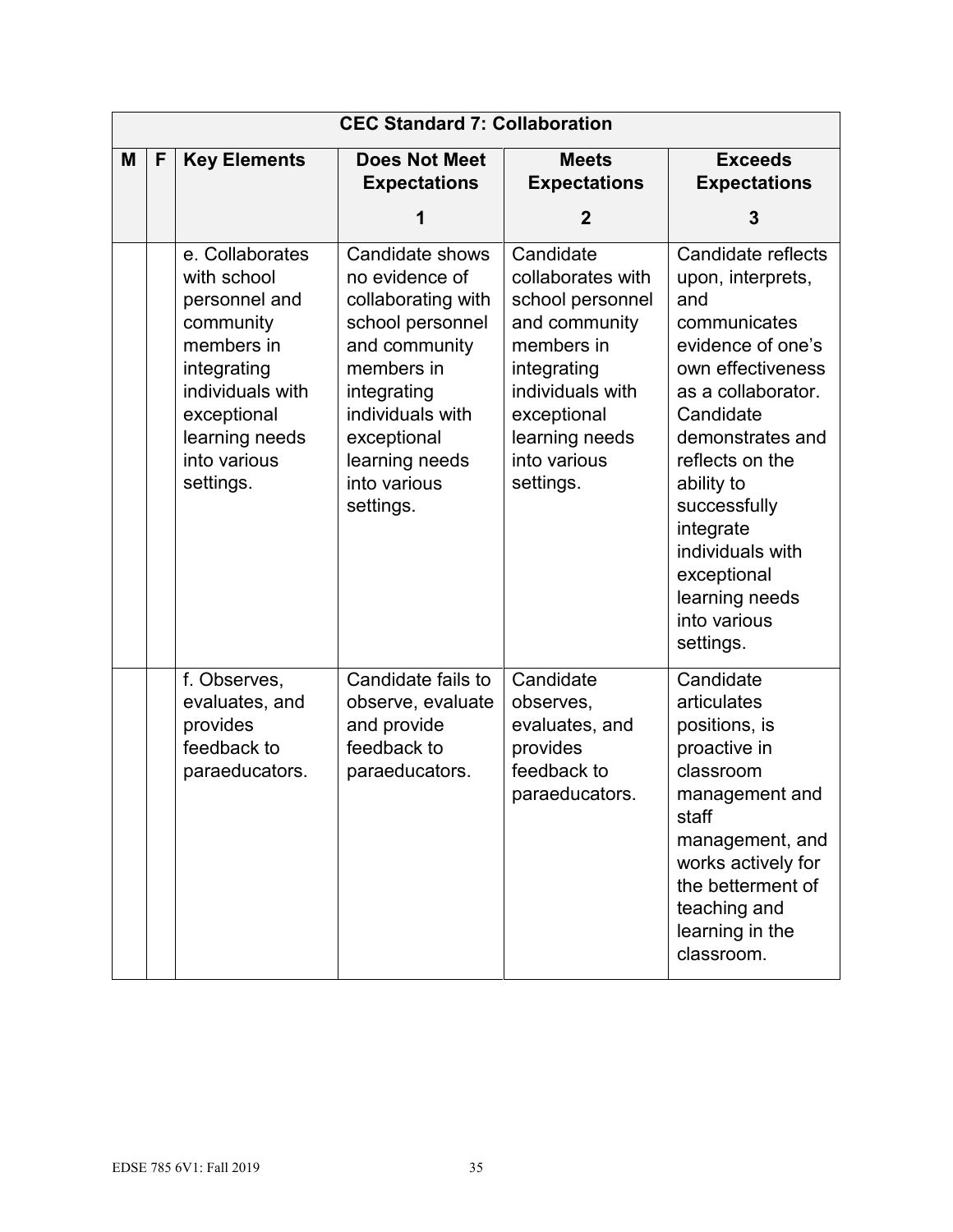| CEC Standard 7: Collaboration | | | | | |
|---|---|---|---|---|---|
| **M** | **F** | **Key Elements** | **Does Not Meet Expectations** **1** | **Meets Expectations** **2** | **Exceeds Expectations** **3** |
| | | e. Collaborates with school personnel and community members in integrating individuals with exceptional learning needs into various settings. | Candidate shows no evidence of collaborating with school personnel and community members in integrating individuals with exceptional learning needs into various settings. | Candidate collaborates with school personnel and community members in integrating individuals with exceptional learning needs into various settings. | Candidate reflects upon, interprets, and communicates evidence of one's own effectiveness as a collaborator. Candidate demonstrates and reflects on the ability to successfully integrate individuals with exceptional learning needs into various settings. |
| | | f. Observes, evaluates, and provides feedback to paraeducators. | Candidate fails to observe, evaluate and provide feedback to paraeducators. | Candidate observes, evaluates, and provides feedback to paraeducators. | Candidate articulates positions, is proactive in classroom management and staff management, and works actively for the betterment of teaching and learning in the classroom. |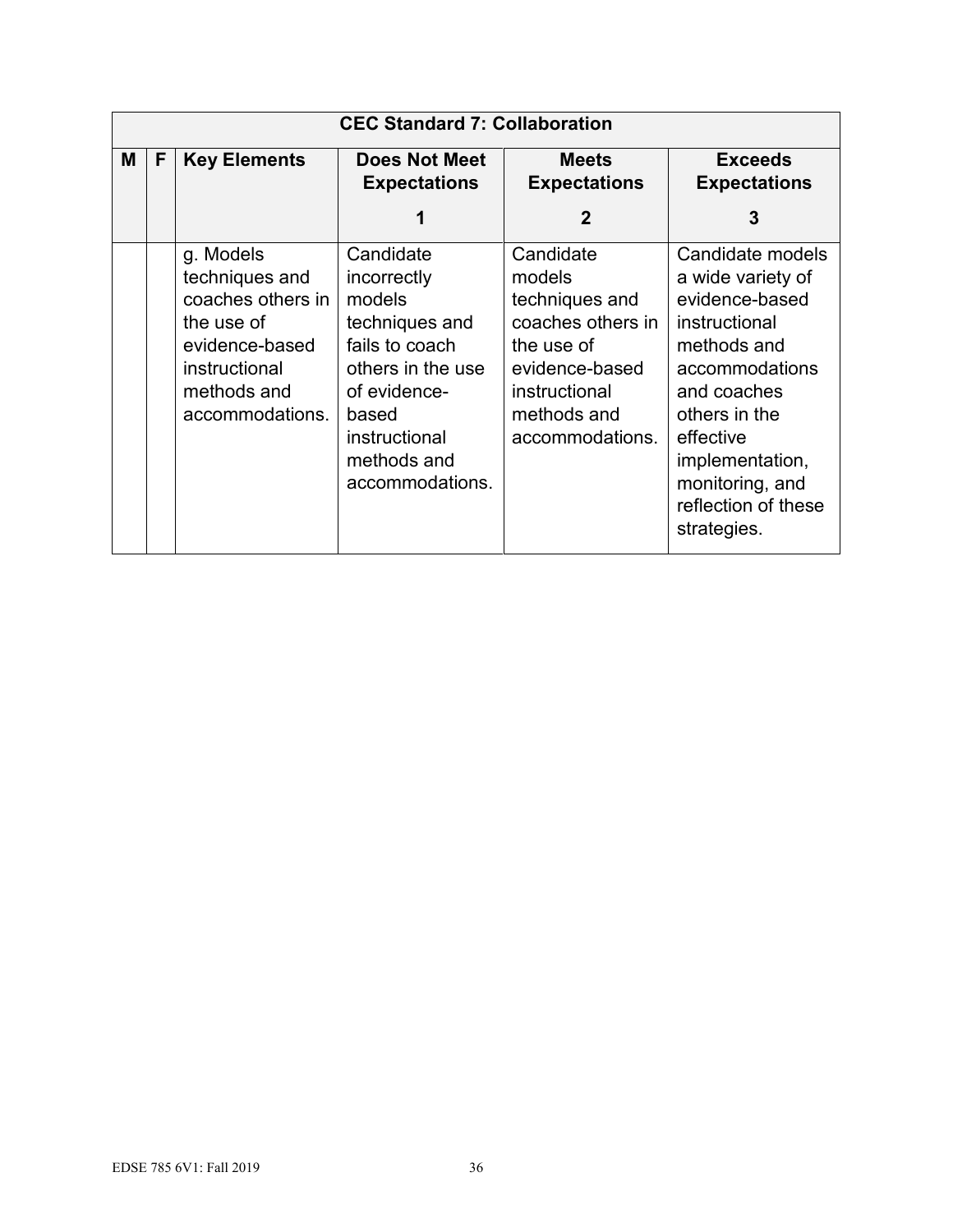| CEC Standard 7: Collaboration | | | | | |
|---|---|---|---|---|---|
| M | F | Key Elements | Does Not Meet Expectations 1 | Meets Expectations 2 | Exceeds Expectations 3 |
| | | g. Models techniques and coaches others in the use of evidence-based instructional methods and accommodations. | Candidate incorrectly models techniques and fails to coach others in the use of evidence-based instructional methods and accommodations. | Candidate models techniques and coaches others in the use of evidence-based instructional methods and accommodations. | Candidate models a wide variety of evidence-based instructional methods and accommodations and coaches others in the effective implementation, monitoring, and reflection of these strategies. |